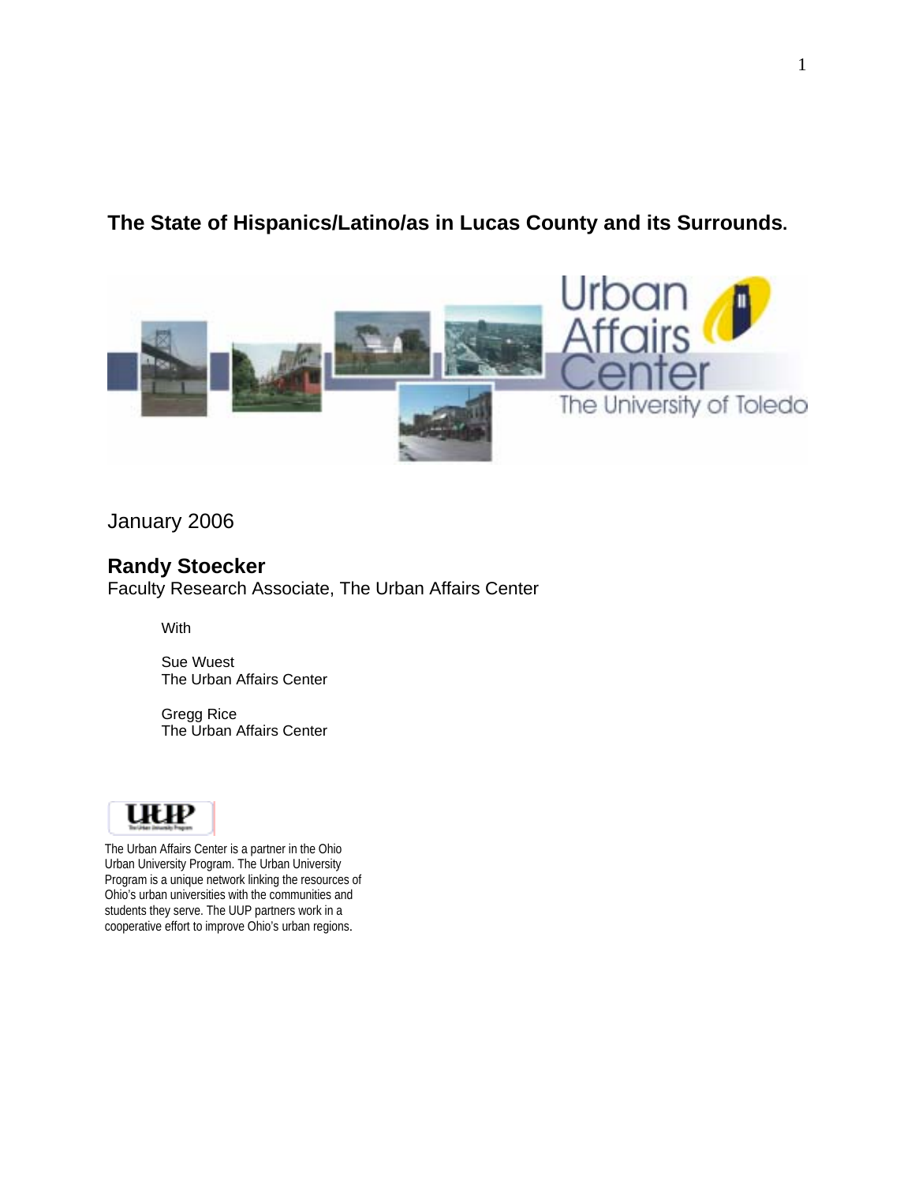# The State of Hispanics/Latino/as in Lucas County and its Surrounds.

January 2006

**Randy Stoecker**
Faculty Research Associate, The Urban Affairs Center

With

Sue Wuest
The Urban Affairs Center

Gregg Rice
The Urban Affairs Center

The Urban Affairs Center is a partner in the Ohio Urban University Program. The Urban University Program is a unique network linking the resources of Ohio's urban universities with the communities and students they serve. The UUP partners work in a cooperative effort to improve Ohio's urban regions.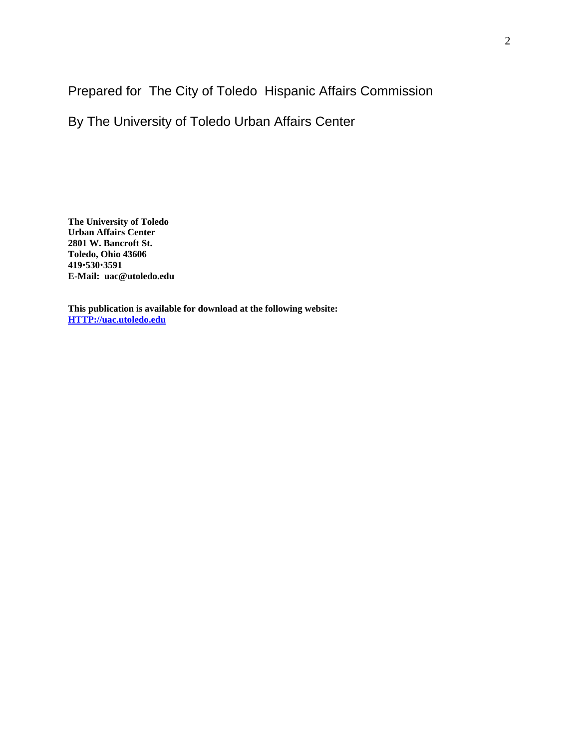Prepared for The City of Toledo Hispanic Affairs Commission

By The University of Toledo Urban Affairs Center

**The University of Toledo**
**Urban Affairs Center**
**2801 W. Bancroft St.**
**Toledo, Ohio 43606**
**419•530•3591**
**E-Mail: uac@utoledo.edu**

**This publication is available for download at the following website:**
**[HTTP://uac.utoledo.edu](HTTP://uac.utoledo.edu)**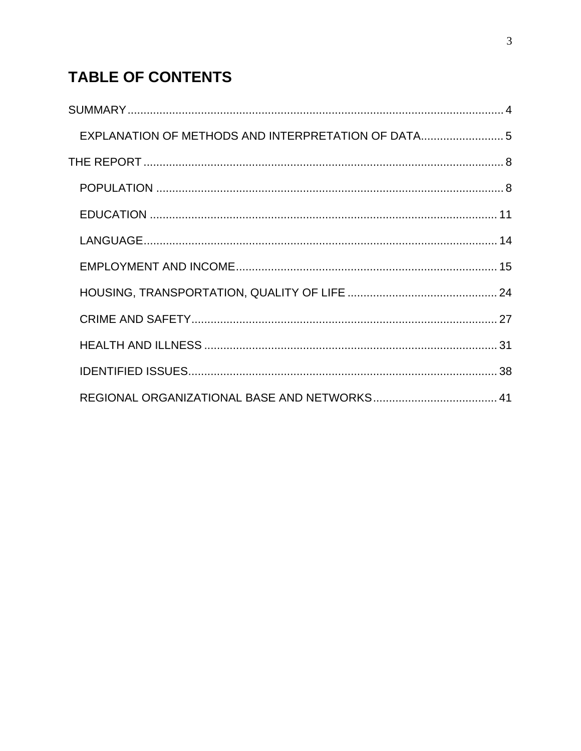# TABLE OF CONTENTS

SUMMARY ........................................................................................................ 4

  EXPLANATION OF METHODS AND INTERPRETATION OF DATA.......................... 5

THE REPORT ................................................................................................... 8

  POPULATION .............................................................................................. 8

  EDUCATION ............................................................................................... 11

  LANGUAGE................................................................................................. 14

  EMPLOYMENT AND INCOME .................................................................... 15

  HOUSING, TRANSPORTATION, QUALITY OF LIFE ................................... 24

  CRIME AND SAFETY................................................................................... 27

  HEALTH AND ILLNESS .............................................................................. 31

  IDENTIFIED ISSUES.................................................................................... 38

  REGIONAL ORGANIZATIONAL BASE AND NETWORKS ......................... 41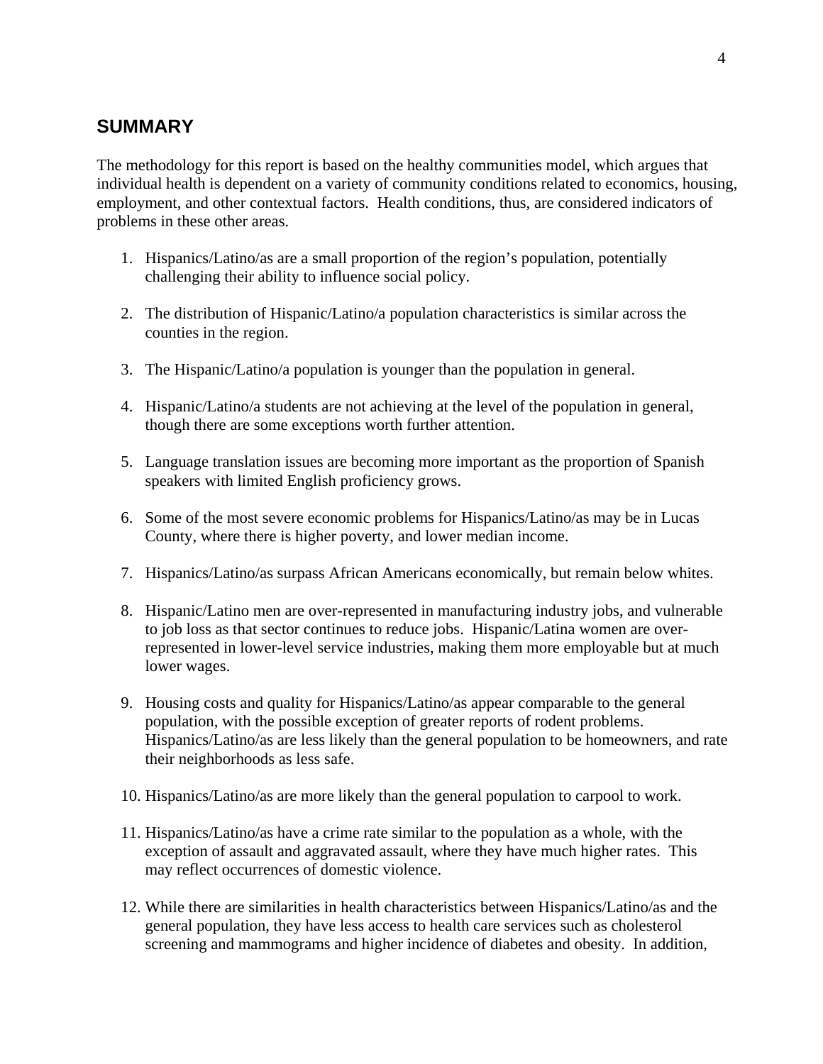## SUMMARY

The methodology for this report is based on the healthy communities model, which argues that individual health is dependent on a variety of community conditions related to economics, housing, employment, and other contextual factors. Health conditions, thus, are considered indicators of problems in these other areas.

1. Hispanics/Latino/as are a small proportion of the region's population, potentially challenging their ability to influence social policy.

2. The distribution of Hispanic/Latino/a population characteristics is similar across the counties in the region.

3. The Hispanic/Latino/a population is younger than the population in general.

4. Hispanic/Latino/a students are not achieving at the level of the population in general, though there are some exceptions worth further attention.

5. Language translation issues are becoming more important as the proportion of Spanish speakers with limited English proficiency grows.

6. Some of the most severe economic problems for Hispanics/Latino/as may be in Lucas County, where there is higher poverty, and lower median income.

7. Hispanics/Latino/as surpass African Americans economically, but remain below whites.

8. Hispanic/Latino men are over-represented in manufacturing industry jobs, and vulnerable to job loss as that sector continues to reduce jobs. Hispanic/Latina women are over-represented in lower-level service industries, making them more employable but at much lower wages.

9. Housing costs and quality for Hispanics/Latino/as appear comparable to the general population, with the possible exception of greater reports of rodent problems. Hispanics/Latino/as are less likely than the general population to be homeowners, and rate their neighborhoods as less safe.

10. Hispanics/Latino/as are more likely than the general population to carpool to work.

11. Hispanics/Latino/as have a crime rate similar to the population as a whole, with the exception of assault and aggravated assault, where they have much higher rates. This may reflect occurrences of domestic violence.

12. While there are similarities in health characteristics between Hispanics/Latino/as and the general population, they have less access to health care services such as cholesterol screening and mammograms and higher incidence of diabetes and obesity. In addition,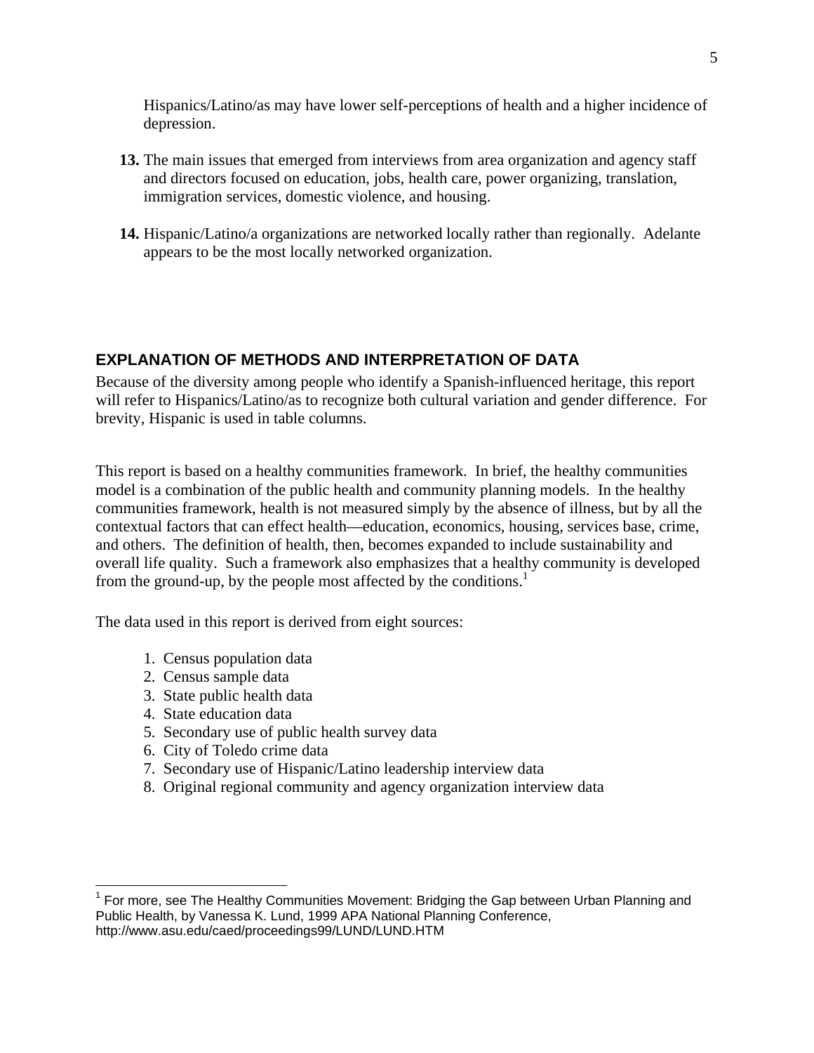Hispanics/Latino/as may have lower self-perceptions of health and a higher incidence of depression.

**13.** The main issues that emerged from interviews from area organization and agency staff and directors focused on education, jobs, health care, power organizing, translation, immigration services, domestic violence, and housing.

**14.** Hispanic/Latino/a organizations are networked locally rather than regionally. Adelante appears to be the most locally networked organization.

## EXPLANATION OF METHODS AND INTERPRETATION OF DATA

Because of the diversity among people who identify a Spanish-influenced heritage, this report will refer to Hispanics/Latino/as to recognize both cultural variation and gender difference. For brevity, Hispanic is used in table columns.

This report is based on a healthy communities framework. In brief, the healthy communities model is a combination of the public health and community planning models. In the healthy communities framework, health is not measured simply by the absence of illness, but by all the contextual factors that can effect health—education, economics, housing, services base, crime, and others. The definition of health, then, becomes expanded to include sustainability and overall life quality. Such a framework also emphasizes that a healthy community is developed from the ground-up, by the people most affected by the conditions.[1]

The data used in this report is derived from eight sources:

1. Census population data
2. Census sample data
3. State public health data
4. State education data
5. Secondary use of public health survey data
6. City of Toledo crime data
7. Secondary use of Hispanic/Latino leadership interview data
8. Original regional community and agency organization interview data

---

[1] For more, see The Healthy Communities Movement: Bridging the Gap between Urban Planning and Public Health, by Vanessa K. Lund, 1999 APA National Planning Conference, http://www.asu.edu/caed/proceedings99/LUND/LUND.HTM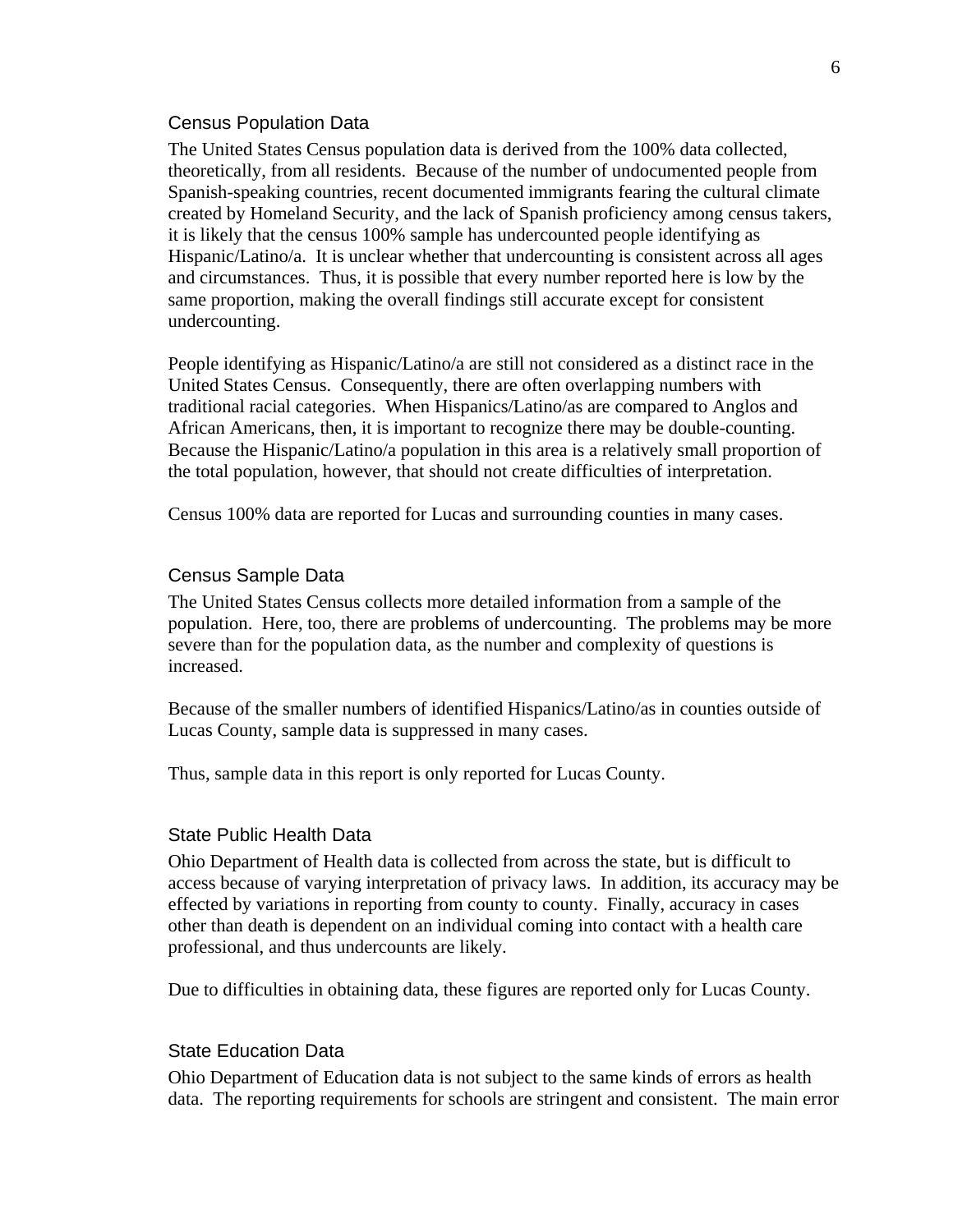### Census Population Data

The United States Census population data is derived from the 100% data collected, theoretically, from all residents. Because of the number of undocumented people from Spanish-speaking countries, recent documented immigrants fearing the cultural climate created by Homeland Security, and the lack of Spanish proficiency among census takers, it is likely that the census 100% sample has undercounted people identifying as Hispanic/Latino/a. It is unclear whether that undercounting is consistent across all ages and circumstances. Thus, it is possible that every number reported here is low by the same proportion, making the overall findings still accurate except for consistent undercounting.

People identifying as Hispanic/Latino/a are still not considered as a distinct race in the United States Census. Consequently, there are often overlapping numbers with traditional racial categories. When Hispanics/Latino/as are compared to Anglos and African Americans, then, it is important to recognize there may be double-counting. Because the Hispanic/Latino/a population in this area is a relatively small proportion of the total population, however, that should not create difficulties of interpretation.

Census 100% data are reported for Lucas and surrounding counties in many cases.

### Census Sample Data

The United States Census collects more detailed information from a sample of the population. Here, too, there are problems of undercounting. The problems may be more severe than for the population data, as the number and complexity of questions is increased.

Because of the smaller numbers of identified Hispanics/Latino/as in counties outside of Lucas County, sample data is suppressed in many cases.

Thus, sample data in this report is only reported for Lucas County.

### State Public Health Data

Ohio Department of Health data is collected from across the state, but is difficult to access because of varying interpretation of privacy laws. In addition, its accuracy may be effected by variations in reporting from county to county. Finally, accuracy in cases other than death is dependent on an individual coming into contact with a health care professional, and thus undercounts are likely.

Due to difficulties in obtaining data, these figures are reported only for Lucas County.

### State Education Data

Ohio Department of Education data is not subject to the same kinds of errors as health data. The reporting requirements for schools are stringent and consistent. The main error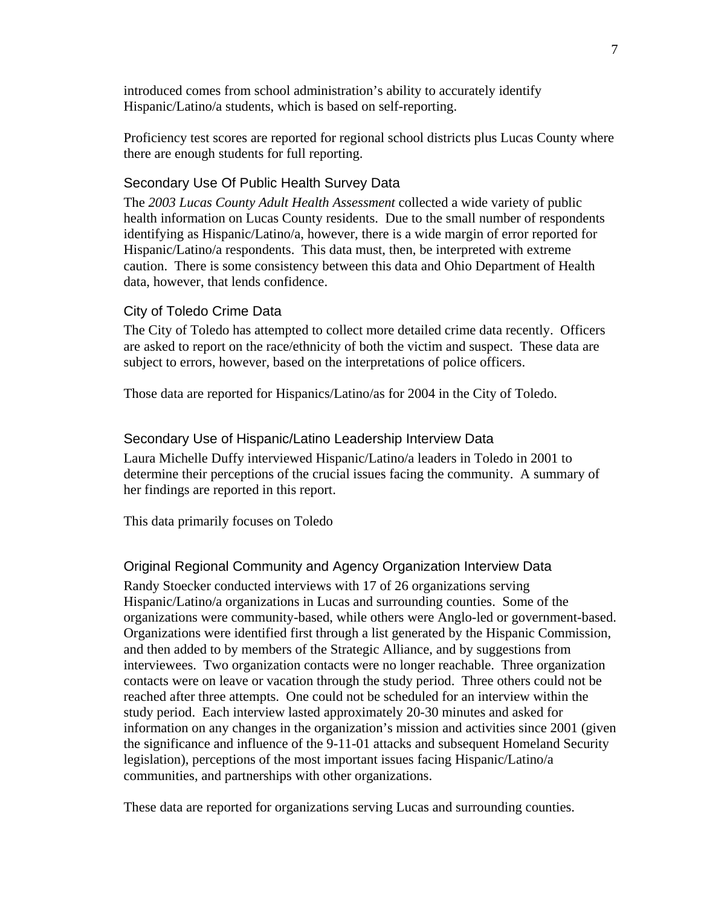introduced comes from school administration's ability to accurately identify Hispanic/Latino/a students, which is based on self-reporting.

Proficiency test scores are reported for regional school districts plus Lucas County where there are enough students for full reporting.

### Secondary Use Of Public Health Survey Data

The *2003 Lucas County Adult Health Assessment* collected a wide variety of public health information on Lucas County residents. Due to the small number of respondents identifying as Hispanic/Latino/a, however, there is a wide margin of error reported for Hispanic/Latino/a respondents. This data must, then, be interpreted with extreme caution. There is some consistency between this data and Ohio Department of Health data, however, that lends confidence.

### City of Toledo Crime Data

The City of Toledo has attempted to collect more detailed crime data recently. Officers are asked to report on the race/ethnicity of both the victim and suspect. These data are subject to errors, however, based on the interpretations of police officers.

Those data are reported for Hispanics/Latino/as for 2004 in the City of Toledo.

### Secondary Use of Hispanic/Latino Leadership Interview Data

Laura Michelle Duffy interviewed Hispanic/Latino/a leaders in Toledo in 2001 to determine their perceptions of the crucial issues facing the community. A summary of her findings are reported in this report.

This data primarily focuses on Toledo

### Original Regional Community and Agency Organization Interview Data

Randy Stoecker conducted interviews with 17 of 26 organizations serving Hispanic/Latino/a organizations in Lucas and surrounding counties. Some of the organizations were community-based, while others were Anglo-led or government-based. Organizations were identified first through a list generated by the Hispanic Commission, and then added to by members of the Strategic Alliance, and by suggestions from interviewees. Two organization contacts were no longer reachable. Three organization contacts were on leave or vacation through the study period. Three others could not be reached after three attempts. One could not be scheduled for an interview within the study period. Each interview lasted approximately 20-30 minutes and asked for information on any changes in the organization's mission and activities since 2001 (given the significance and influence of the 9-11-01 attacks and subsequent Homeland Security legislation), perceptions of the most important issues facing Hispanic/Latino/a communities, and partnerships with other organizations.

These data are reported for organizations serving Lucas and surrounding counties.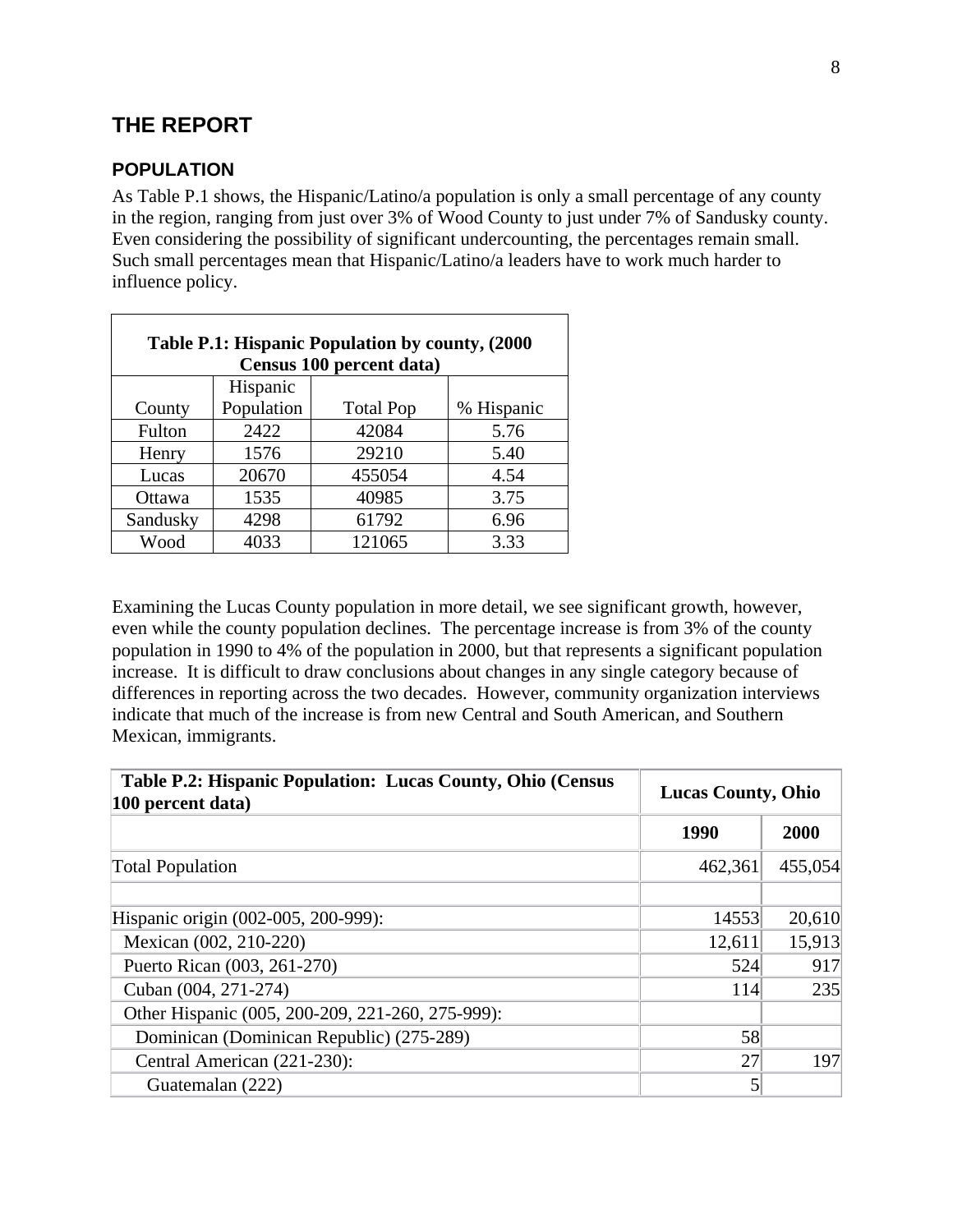## THE REPORT

### POPULATION

As Table P.1 shows, the Hispanic/Latino/a population is only a small percentage of any county in the region, ranging from just over 3% of Wood County to just under 7% of Sandusky county. Even considering the possibility of significant undercounting, the percentages remain small. Such small percentages mean that Hispanic/Latino/a leaders have to work much harder to influence policy.

**Table P.1: Hispanic Population by county, (2000 Census 100 percent data)**

| County | Hispanic Population | Total Pop | % Hispanic |
|---|---|---|---|
| Fulton | 2422 | 42084 | 5.76 |
| Henry | 1576 | 29210 | 5.40 |
| Lucas | 20670 | 455054 | 4.54 |
| Ottawa | 1535 | 40985 | 3.75 |
| Sandusky | 4298 | 61792 | 6.96 |
| Wood | 4033 | 121065 | 3.33 |

Examining the Lucas County population in more detail, we see significant growth, however, even while the county population declines. The percentage increase is from 3% of the county population in 1990 to 4% of the population in 2000, but that represents a significant population increase. It is difficult to draw conclusions about changes in any single category because of differences in reporting across the two decades. However, community organization interviews indicate that much of the increase is from new Central and South American, and Southern Mexican, immigrants.

| **Table P.2: Hispanic Population: Lucas County, Ohio (Census 100 percent data)** | **Lucas County, Ohio** | |
|---|---|---|
| | **1990** | **2000** |
| Total Population | 462,361 | 455,054 |
| | | |
| Hispanic origin (002-005, 200-999): | 14553 | 20,610 |
| Mexican (002, 210-220) | 12,611 | 15,913 |
| Puerto Rican (003, 261-270) | 524 | 917 |
| Cuban (004, 271-274) | 114 | 235 |
| Other Hispanic (005, 200-209, 221-260, 275-999): | | |
| Dominican (Dominican Republic) (275-289) | 58 | |
| Central American (221-230): | 27 | 197 |
| Guatemalan (222) | 5 | |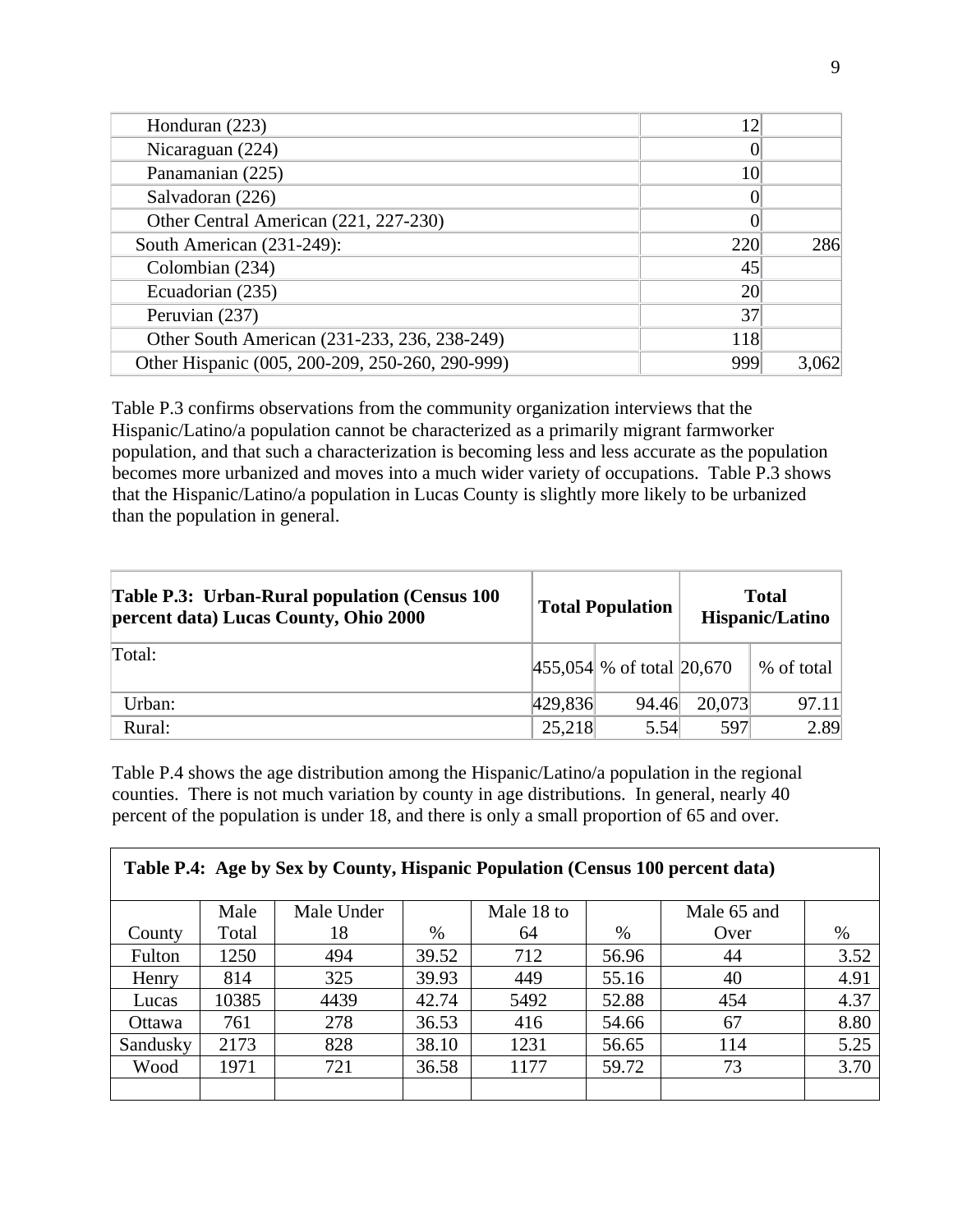| | | |
|---|---|---|
| Honduran (223) | 12 | |
| Nicaraguan (224) | 0 | |
| Panamanian (225) | 10 | |
| Salvadoran (226) | 0 | |
| Other Central American (221, 227-230) | 0 | |
| South American (231-249): | 220 | 286 |
| Colombian (234) | 45 | |
| Ecuadorian (235) | 20 | |
| Peruvian (237) | 37 | |
| Other South American (231-233, 236, 238-249) | 118 | |
| Other Hispanic (005, 200-209, 250-260, 290-999) | 999 | 3,062 |

Table P.3 confirms observations from the community organization interviews that the Hispanic/Latino/a population cannot be characterized as a primarily migrant farmworker population, and that such a characterization is becoming less and less accurate as the population becomes more urbanized and moves into a much wider variety of occupations. Table P.3 shows that the Hispanic/Latino/a population in Lucas County is slightly more likely to be urbanized than the population in general.

| **Table P.3: Urban-Rural population (Census 100 percent data) Lucas County, Ohio 2000** | **Total Population** | | **Total Hispanic/Latino** | |
|---|---|---|---|---|
| Total: | 455,054 | % of total | 20,670 | % of total |
| Urban: | 429,836 | 94.46 | 20,073 | 97.11 |
| Rural: | 25,218 | 5.54 | 597 | 2.89 |

Table P.4 shows the age distribution among the Hispanic/Latino/a population in the regional counties. There is not much variation by county in age distributions. In general, nearly 40 percent of the population is under 18, and there is only a small proportion of 65 and over.

**Table P.4: Age by Sex by County, Hispanic Population (Census 100 percent data)**

| County | Male Total | Male Under 18 | % | Male 18 to 64 | % | Male 65 and Over | % |
|---|---|---|---|---|---|---|---|
| Fulton | 1250 | 494 | 39.52 | 712 | 56.96 | 44 | 3.52 |
| Henry | 814 | 325 | 39.93 | 449 | 55.16 | 40 | 4.91 |
| Lucas | 10385 | 4439 | 42.74 | 5492 | 52.88 | 454 | 4.37 |
| Ottawa | 761 | 278 | 36.53 | 416 | 54.66 | 67 | 8.80 |
| Sandusky | 2173 | 828 | 38.10 | 1231 | 56.65 | 114 | 5.25 |
| Wood | 1971 | 721 | 36.58 | 1177 | 59.72 | 73 | 3.70 |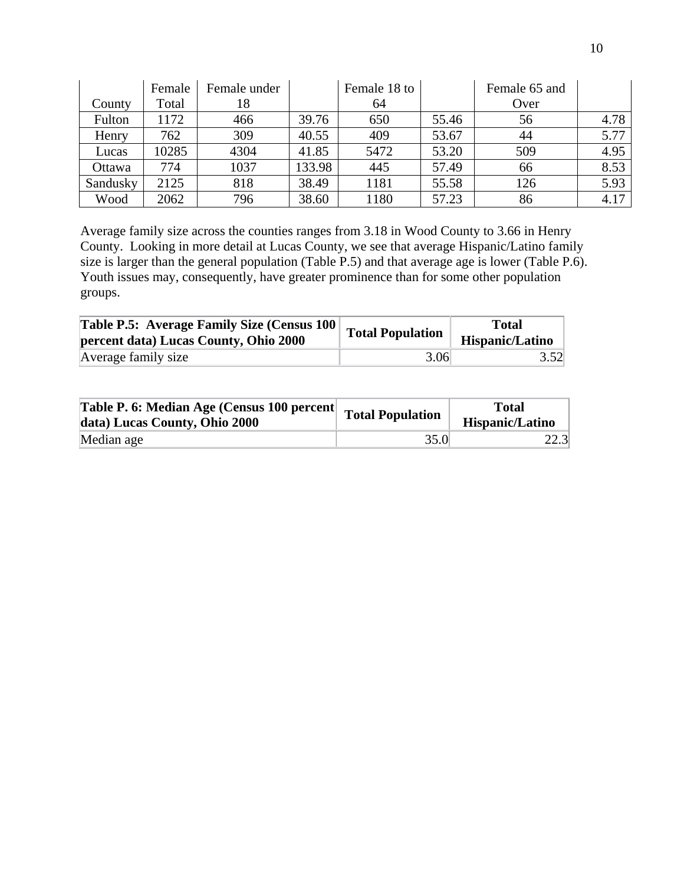| County | Female Total | Female under 18 | | Female 18 to 64 | | Female 65 and Over | |
|---|---|---|---|---|---|---|---|
| Fulton | 1172 | 466 | 39.76 | 650 | 55.46 | 56 | 4.78 |
| Henry | 762 | 309 | 40.55 | 409 | 53.67 | 44 | 5.77 |
| Lucas | 10285 | 4304 | 41.85 | 5472 | 53.20 | 509 | 4.95 |
| Ottawa | 774 | 1037 | 133.98 | 445 | 57.49 | 66 | 8.53 |
| Sandusky | 2125 | 818 | 38.49 | 1181 | 55.58 | 126 | 5.93 |
| Wood | 2062 | 796 | 38.60 | 1180 | 57.23 | 86 | 4.17 |

Average family size across the counties ranges from 3.18 in Wood County to 3.66 in Henry County. Looking in more detail at Lucas County, we see that average Hispanic/Latino family size is larger than the general population (Table P.5) and that average age is lower (Table P.6). Youth issues may, consequently, have greater prominence than for some other population groups.

| **Table P.5: Average Family Size (Census 100 percent data) Lucas County, Ohio 2000** | **Total Population** | **Total Hispanic/Latino** |
|---|---|---|
| Average family size | 3.06 | 3.52 |

| **Table P. 6: Median Age (Census 100 percent data) Lucas County, Ohio 2000** | **Total Population** | **Total Hispanic/Latino** |
|---|---|---|
| Median age | 35.0 | 22.3 |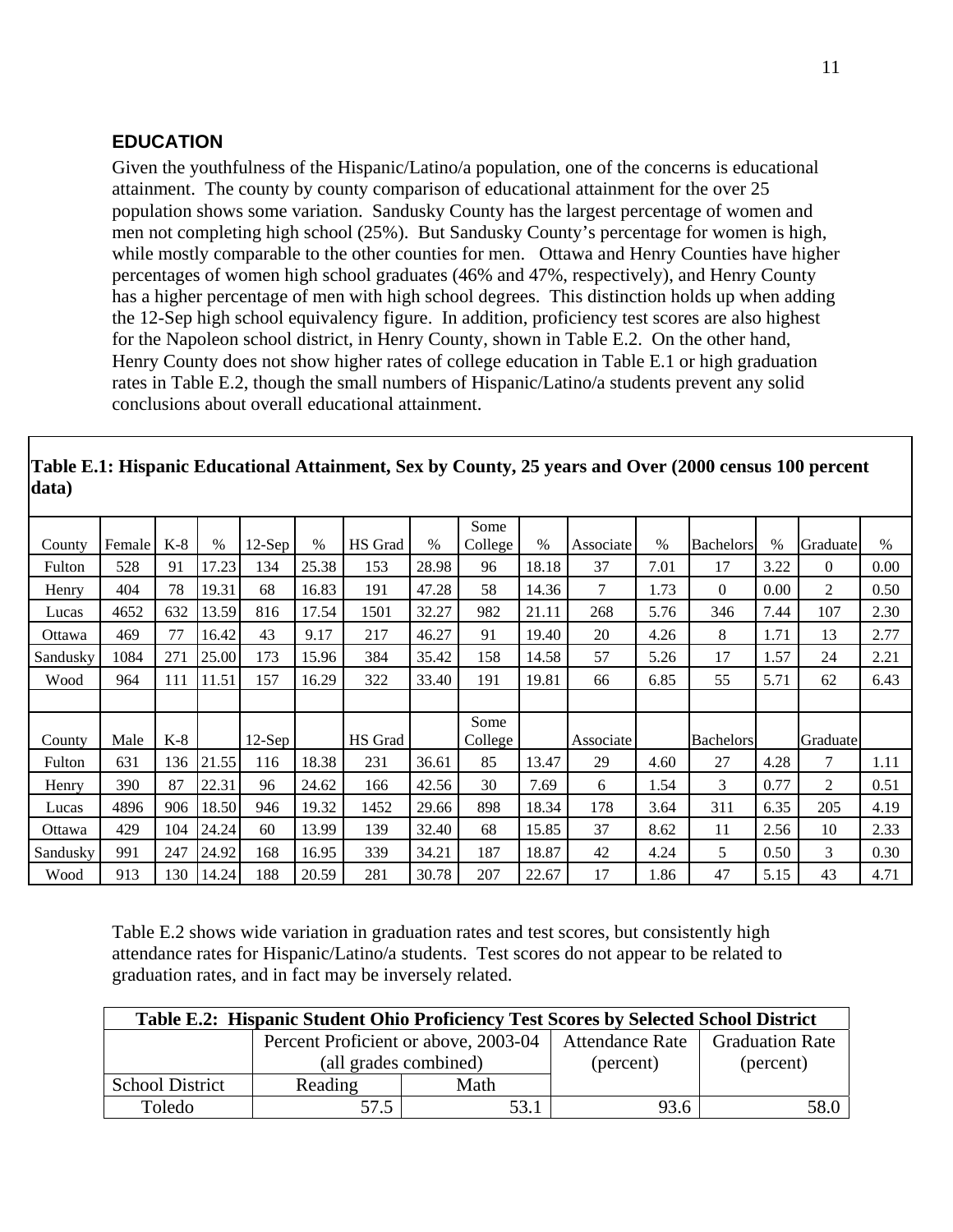## EDUCATION

Given the youthfulness of the Hispanic/Latino/a population, one of the concerns is educational attainment. The county by county comparison of educational attainment for the over 25 population shows some variation. Sandusky County has the largest percentage of women and men not completing high school (25%). But Sandusky County's percentage for women is high, while mostly comparable to the other counties for men. Ottawa and Henry Counties have higher percentages of women high school graduates (46% and 47%, respectively), and Henry County has a higher percentage of men with high school degrees. This distinction holds up when adding the 12-Sep high school equivalency figure. In addition, proficiency test scores are also highest for the Napoleon school district, in Henry County, shown in Table E.2. On the other hand, Henry County does not show higher rates of college education in Table E.1 or high graduation rates in Table E.2, though the small numbers of Hispanic/Latino/a students prevent any solid conclusions about overall educational attainment.

**Table E.1: Hispanic Educational Attainment, Sex by County, 25 years and Over (2000 census 100 percent data)**

| County | Female | K-8 | % | 12-Sep | % | HS Grad | % | Some College | % | Associate | % | Bachelors | % | Graduate | % |
|---|---|---|---|---|---|---|---|---|---|---|---|---|---|---|---|
| Fulton | 528 | 91 | 17.23 | 134 | 25.38 | 153 | 28.98 | 96 | 18.18 | 37 | 7.01 | 17 | 3.22 | 0 | 0.00 |
| Henry | 404 | 78 | 19.31 | 68 | 16.83 | 191 | 47.28 | 58 | 14.36 | 7 | 1.73 | 0 | 0.00 | 2 | 0.50 |
| Lucas | 4652 | 632 | 13.59 | 816 | 17.54 | 1501 | 32.27 | 982 | 21.11 | 268 | 5.76 | 346 | 7.44 | 107 | 2.30 |
| Ottawa | 469 | 77 | 16.42 | 43 | 9.17 | 217 | 46.27 | 91 | 19.40 | 20 | 4.26 | 8 | 1.71 | 13 | 2.77 |
| Sandusky | 1084 | 271 | 25.00 | 173 | 15.96 | 384 | 35.42 | 158 | 14.58 | 57 | 5.26 | 17 | 1.57 | 24 | 2.21 |
| Wood | 964 | 111 | 11.51 | 157 | 16.29 | 322 | 33.40 | 191 | 19.81 | 66 | 6.85 | 55 | 5.71 | 62 | 6.43 |
| | | | | | | | | | | | | | | | |
| County | Male | K-8 | | 12-Sep | | HS Grad | | Some College | | Associate | | Bachelors | | Graduate | |
| Fulton | 631 | 136 | 21.55 | 116 | 18.38 | 231 | 36.61 | 85 | 13.47 | 29 | 4.60 | 27 | 4.28 | 7 | 1.11 |
| Henry | 390 | 87 | 22.31 | 96 | 24.62 | 166 | 42.56 | 30 | 7.69 | 6 | 1.54 | 3 | 0.77 | 2 | 0.51 |
| Lucas | 4896 | 906 | 18.50 | 946 | 19.32 | 1452 | 29.66 | 898 | 18.34 | 178 | 3.64 | 311 | 6.35 | 205 | 4.19 |
| Ottawa | 429 | 104 | 24.24 | 60 | 13.99 | 139 | 32.40 | 68 | 15.85 | 37 | 8.62 | 11 | 2.56 | 10 | 2.33 |
| Sandusky | 991 | 247 | 24.92 | 168 | 16.95 | 339 | 34.21 | 187 | 18.87 | 42 | 4.24 | 5 | 0.50 | 3 | 0.30 |
| Wood | 913 | 130 | 14.24 | 188 | 20.59 | 281 | 30.78 | 207 | 22.67 | 17 | 1.86 | 47 | 5.15 | 43 | 4.71 |

Table E.2 shows wide variation in graduation rates and test scores, but consistently high attendance rates for Hispanic/Latino/a students. Test scores do not appear to be related to graduation rates, and in fact may be inversely related.

**Table E.2: Hispanic Student Ohio Proficiency Test Scores by Selected School District**

| | Percent Proficient or above, 2003-04 (all grades combined) | | Attendance Rate (percent) | Graduation Rate (percent) |
|---|---|---|---|---|
| School District | Reading | Math | | |
| Toledo | 57.5 | 53.1 | 93.6 | 58.0 |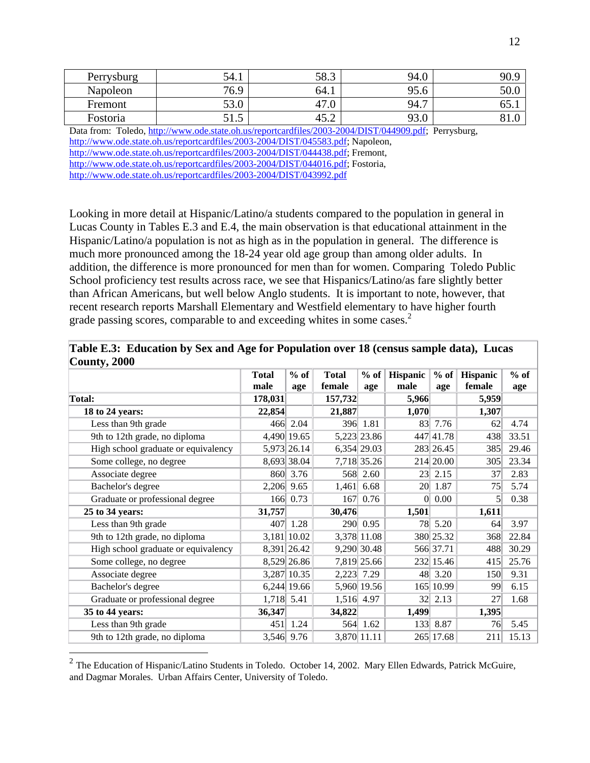| Perrysburg | 54.1 | 58.3 | 94.0 | 90.9 |
|---|---|---|---|---|
| Napoleon | 76.9 | 64.1 | 95.6 | 50.0 |
| Fremont | 53.0 | 47.0 | 94.7 | 65.1 |
| Fostoria | 51.5 | 45.2 | 93.0 | 81.0 |

Data from: Toledo, http://www.ode.state.oh.us/reportcardfiles/2003-2004/DIST/044909.pdf; Perrysburg, http://www.ode.state.oh.us/reportcardfiles/2003-2004/DIST/045583.pdf; Napoleon, http://www.ode.state.oh.us/reportcardfiles/2003-2004/DIST/044438.pdf; Fremont, http://www.ode.state.oh.us/reportcardfiles/2003-2004/DIST/044016.pdf; Fostoria, http://www.ode.state.oh.us/reportcardfiles/2003-2004/DIST/043992.pdf

Looking in more detail at Hispanic/Latino/a students compared to the population in general in Lucas County in Tables E.3 and E.4, the main observation is that educational attainment in the Hispanic/Latino/a population is not as high as in the population in general. The difference is much more pronounced among the 18-24 year old age group than among older adults. In addition, the difference is more pronounced for men than for women. Comparing Toledo Public School proficiency test results across race, we see that Hispanics/Latino/as fare slightly better than African Americans, but well below Anglo students. It is important to note, however, that recent research reports Marshall Elementary and Westfield elementary to have higher fourth grade passing scores, comparable to and exceeding whites in some cases.[2]

**Table E.3: Education by Sex and Age for Population over 18 (census sample data), Lucas County, 2000**

| | Total male | % of age | Total female | % of age | Hispanic male | % of age | Hispanic female | % of age |
|---|---|---|---|---|---|---|---|---|
| **Total:** | **178,031** | | **157,732** | | **5,966** | | **5,959** | |
| **18 to 24 years:** | **22,854** | | **21,887** | | **1,070** | | **1,307** | |
| Less than 9th grade | 466 | 2.04 | 396 | 1.81 | 83 | 7.76 | 62 | 4.74 |
| 9th to 12th grade, no diploma | 4,490 | 19.65 | 5,223 | 23.86 | 447 | 41.78 | 438 | 33.51 |
| High school graduate or equivalency | 5,973 | 26.14 | 6,354 | 29.03 | 283 | 26.45 | 385 | 29.46 |
| Some college, no degree | 8,693 | 38.04 | 7,718 | 35.26 | 214 | 20.00 | 305 | 23.34 |
| Associate degree | 860 | 3.76 | 568 | 2.60 | 23 | 2.15 | 37 | 2.83 |
| Bachelor's degree | 2,206 | 9.65 | 1,461 | 6.68 | 20 | 1.87 | 75 | 5.74 |
| Graduate or professional degree | 166 | 0.73 | 167 | 0.76 | 0 | 0.00 | 5 | 0.38 |
| **25 to 34 years:** | **31,757** | | **30,476** | | **1,501** | | **1,611** | |
| Less than 9th grade | 407 | 1.28 | 290 | 0.95 | 78 | 5.20 | 64 | 3.97 |
| 9th to 12th grade, no diploma | 3,181 | 10.02 | 3,378 | 11.08 | 380 | 25.32 | 368 | 22.84 |
| High school graduate or equivalency | 8,391 | 26.42 | 9,290 | 30.48 | 566 | 37.71 | 488 | 30.29 |
| Some college, no degree | 8,529 | 26.86 | 7,819 | 25.66 | 232 | 15.46 | 415 | 25.76 |
| Associate degree | 3,287 | 10.35 | 2,223 | 7.29 | 48 | 3.20 | 150 | 9.31 |
| Bachelor's degree | 6,244 | 19.66 | 5,960 | 19.56 | 165 | 10.99 | 99 | 6.15 |
| Graduate or professional degree | 1,718 | 5.41 | 1,516 | 4.97 | 32 | 2.13 | 27 | 1.68 |
| **35 to 44 years:** | **36,347** | | **34,822** | | **1,499** | | **1,395** | |
| Less than 9th grade | 451 | 1.24 | 564 | 1.62 | 133 | 8.87 | 76 | 5.45 |
| 9th to 12th grade, no diploma | 3,546 | 9.76 | 3,870 | 11.11 | 265 | 17.68 | 211 | 15.13 |

[2] The Education of Hispanic/Latino Students in Toledo. October 14, 2002. Mary Ellen Edwards, Patrick McGuire, and Dagmar Morales. Urban Affairs Center, University of Toledo.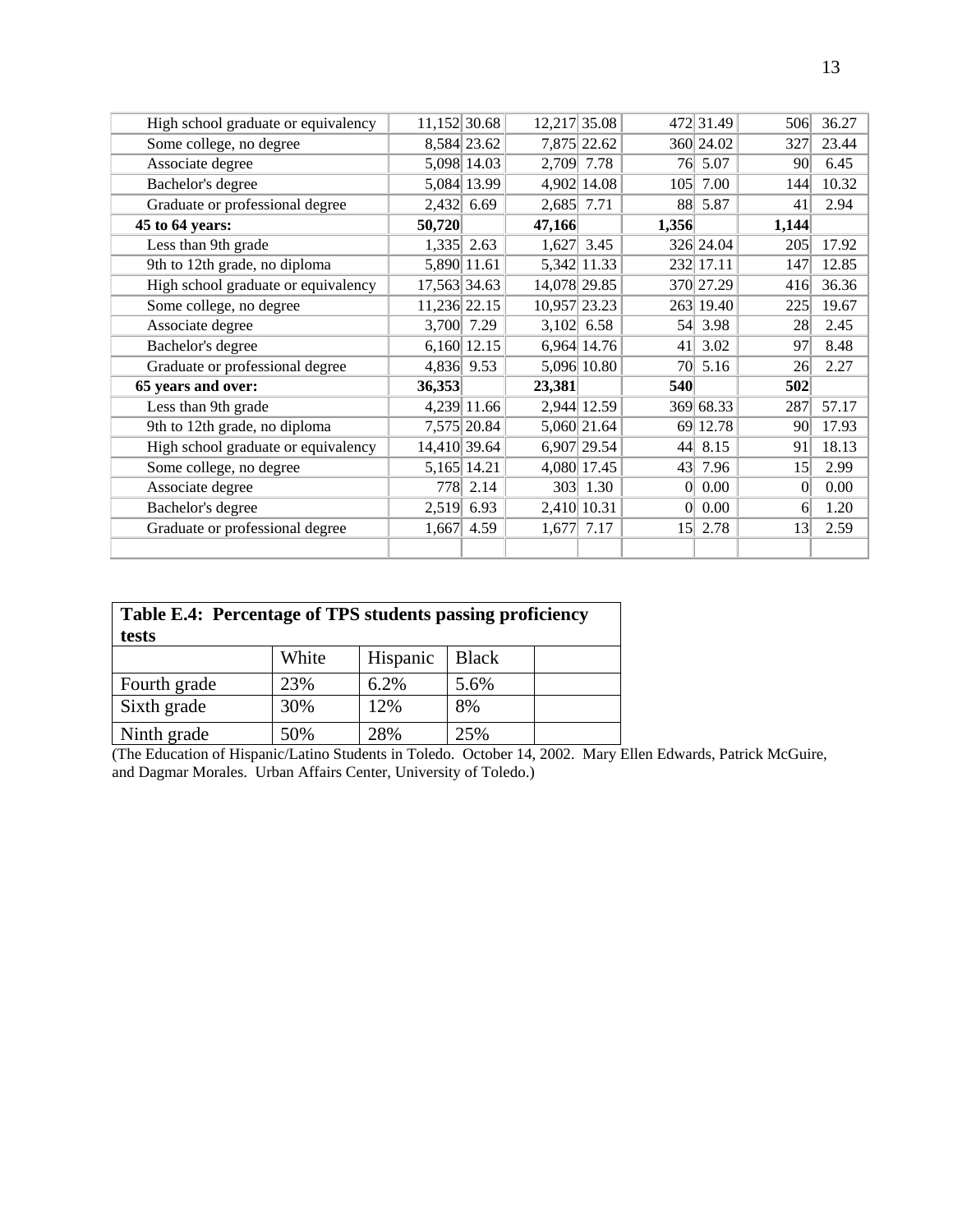| | | | | | | | | |
|---|---|---|---|---|---|---|---|---|
| High school graduate or equivalency | 11,152 | 30.68 | 12,217 | 35.08 | 472 | 31.49 | 506 | 36.27 |
| Some college, no degree | 8,584 | 23.62 | 7,875 | 22.62 | 360 | 24.02 | 327 | 23.44 |
| Associate degree | 5,098 | 14.03 | 2,709 | 7.78 | 76 | 5.07 | 90 | 6.45 |
| Bachelor's degree | 5,084 | 13.99 | 4,902 | 14.08 | 105 | 7.00 | 144 | 10.32 |
| Graduate or professional degree | 2,432 | 6.69 | 2,685 | 7.71 | 88 | 5.87 | 41 | 2.94 |
| **45 to 64 years:** | **50,720** | | **47,166** | | **1,356** | | **1,144** | |
| Less than 9th grade | 1,335 | 2.63 | 1,627 | 3.45 | 326 | 24.04 | 205 | 17.92 |
| 9th to 12th grade, no diploma | 5,890 | 11.61 | 5,342 | 11.33 | 232 | 17.11 | 147 | 12.85 |
| High school graduate or equivalency | 17,563 | 34.63 | 14,078 | 29.85 | 370 | 27.29 | 416 | 36.36 |
| Some college, no degree | 11,236 | 22.15 | 10,957 | 23.23 | 263 | 19.40 | 225 | 19.67 |
| Associate degree | 3,700 | 7.29 | 3,102 | 6.58 | 54 | 3.98 | 28 | 2.45 |
| Bachelor's degree | 6,160 | 12.15 | 6,964 | 14.76 | 41 | 3.02 | 97 | 8.48 |
| Graduate or professional degree | 4,836 | 9.53 | 5,096 | 10.80 | 70 | 5.16 | 26 | 2.27 |
| **65 years and over:** | **36,353** | | **23,381** | | **540** | | **502** | |
| Less than 9th grade | 4,239 | 11.66 | 2,944 | 12.59 | 369 | 68.33 | 287 | 57.17 |
| 9th to 12th grade, no diploma | 7,575 | 20.84 | 5,060 | 21.64 | 69 | 12.78 | 90 | 17.93 |
| High school graduate or equivalency | 14,410 | 39.64 | 6,907 | 29.54 | 44 | 8.15 | 91 | 18.13 |
| Some college, no degree | 5,165 | 14.21 | 4,080 | 17.45 | 43 | 7.96 | 15 | 2.99 |
| Associate degree | 778 | 2.14 | 303 | 1.30 | 0 | 0.00 | 0 | 0.00 |
| Bachelor's degree | 2,519 | 6.93 | 2,410 | 10.31 | 0 | 0.00 | 6 | 1.20 |
| Graduate or professional degree | 1,667 | 4.59 | 1,677 | 7.17 | 15 | 2.78 | 13 | 2.59 |
| | | | | | | | | |

**Table E.4: Percentage of TPS students passing proficiency tests**

| | White | Hispanic | Black | |
|---|---|---|---|---|
| Fourth grade | 23% | 6.2% | 5.6% | |
| Sixth grade | 30% | 12% | 8% | |
| Ninth grade | 50% | 28% | 25% | |

(The Education of Hispanic/Latino Students in Toledo. October 14, 2002. Mary Ellen Edwards, Patrick McGuire, and Dagmar Morales. Urban Affairs Center, University of Toledo.)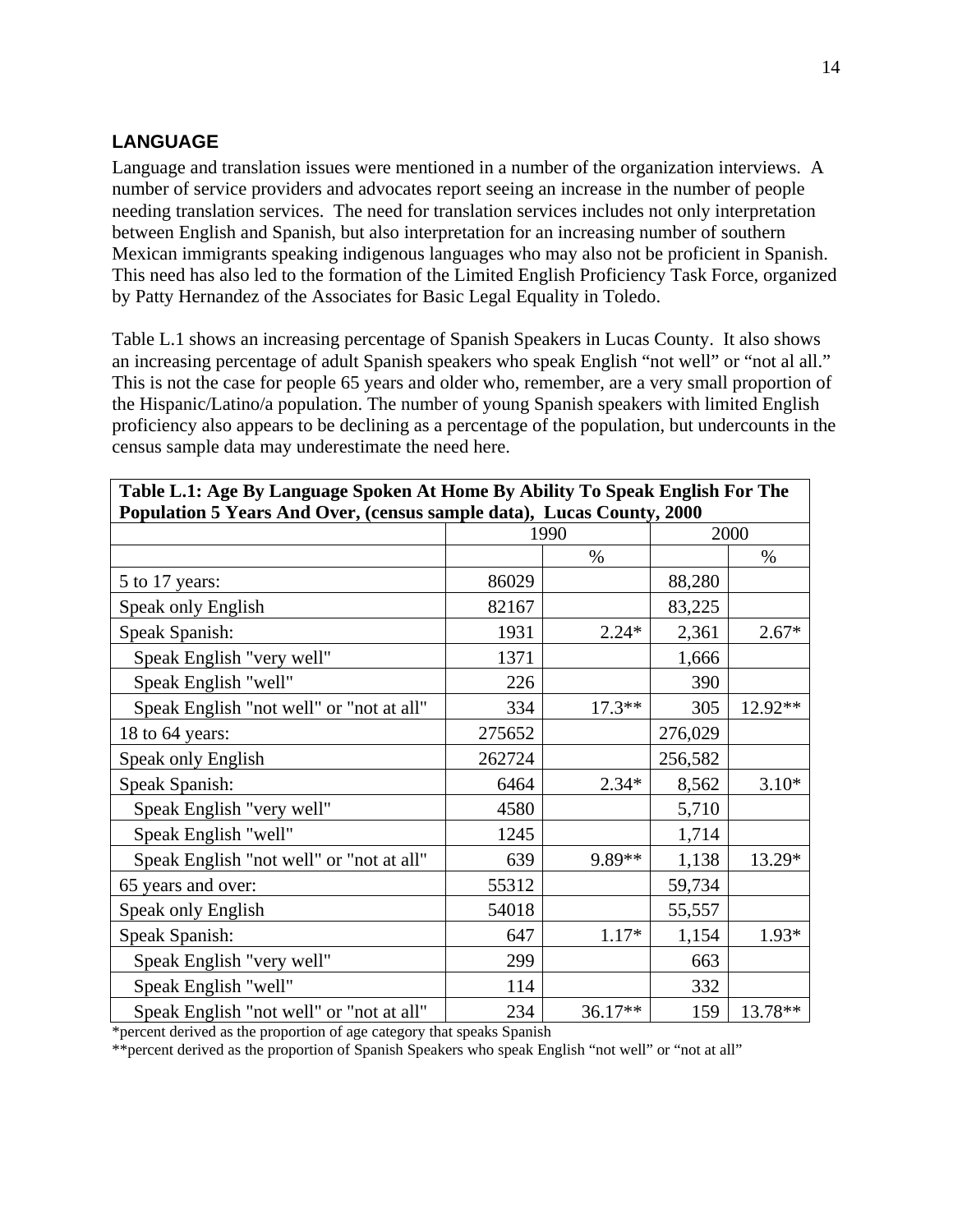## LANGUAGE

Language and translation issues were mentioned in a number of the organization interviews. A number of service providers and advocates report seeing an increase in the number of people needing translation services. The need for translation services includes not only interpretation between English and Spanish, but also interpretation for an increasing number of southern Mexican immigrants speaking indigenous languages who may also not be proficient in Spanish. This need has also led to the formation of the Limited English Proficiency Task Force, organized by Patty Hernandez of the Associates for Basic Legal Equality in Toledo.

Table L.1 shows an increasing percentage of Spanish Speakers in Lucas County. It also shows an increasing percentage of adult Spanish speakers who speak English "not well" or "not al all." This is not the case for people 65 years and older who, remember, are a very small proportion of the Hispanic/Latino/a population. The number of young Spanish speakers with limited English proficiency also appears to be declining as a percentage of the population, but undercounts in the census sample data may underestimate the need here.

**Table L.1: Age By Language Spoken At Home By Ability To Speak English For The Population 5 Years And Over, (census sample data), Lucas County, 2000**

| | 1990 | | 2000 | |
|---|---|---|---|---|
| | | % | | % |
| 5 to 17 years: | 86029 | | 88,280 | |
| Speak only English | 82167 | | 83,225 | |
| Speak Spanish: | 1931 | 2.24* | 2,361 | 2.67* |
| Speak English "very well" | 1371 | | 1,666 | |
| Speak English "well" | 226 | | 390 | |
| Speak English "not well" or "not at all" | 334 | 17.3** | 305 | 12.92** |
| 18 to 64 years: | 275652 | | 276,029 | |
| Speak only English | 262724 | | 256,582 | |
| Speak Spanish: | 6464 | 2.34* | 8,562 | 3.10* |
| Speak English "very well" | 4580 | | 5,710 | |
| Speak English "well" | 1245 | | 1,714 | |
| Speak English "not well" or "not at all" | 639 | 9.89** | 1,138 | 13.29* |
| 65 years and over: | 55312 | | 59,734 | |
| Speak only English | 54018 | | 55,557 | |
| Speak Spanish: | 647 | 1.17* | 1,154 | 1.93* |
| Speak English "very well" | 299 | | 663 | |
| Speak English "well" | 114 | | 332 | |
| Speak English "not well" or "not at all" | 234 | 36.17** | 159 | 13.78** |

*percent derived as the proportion of age category that speaks Spanish

**percent derived as the proportion of Spanish Speakers who speak English "not well" or "not at all"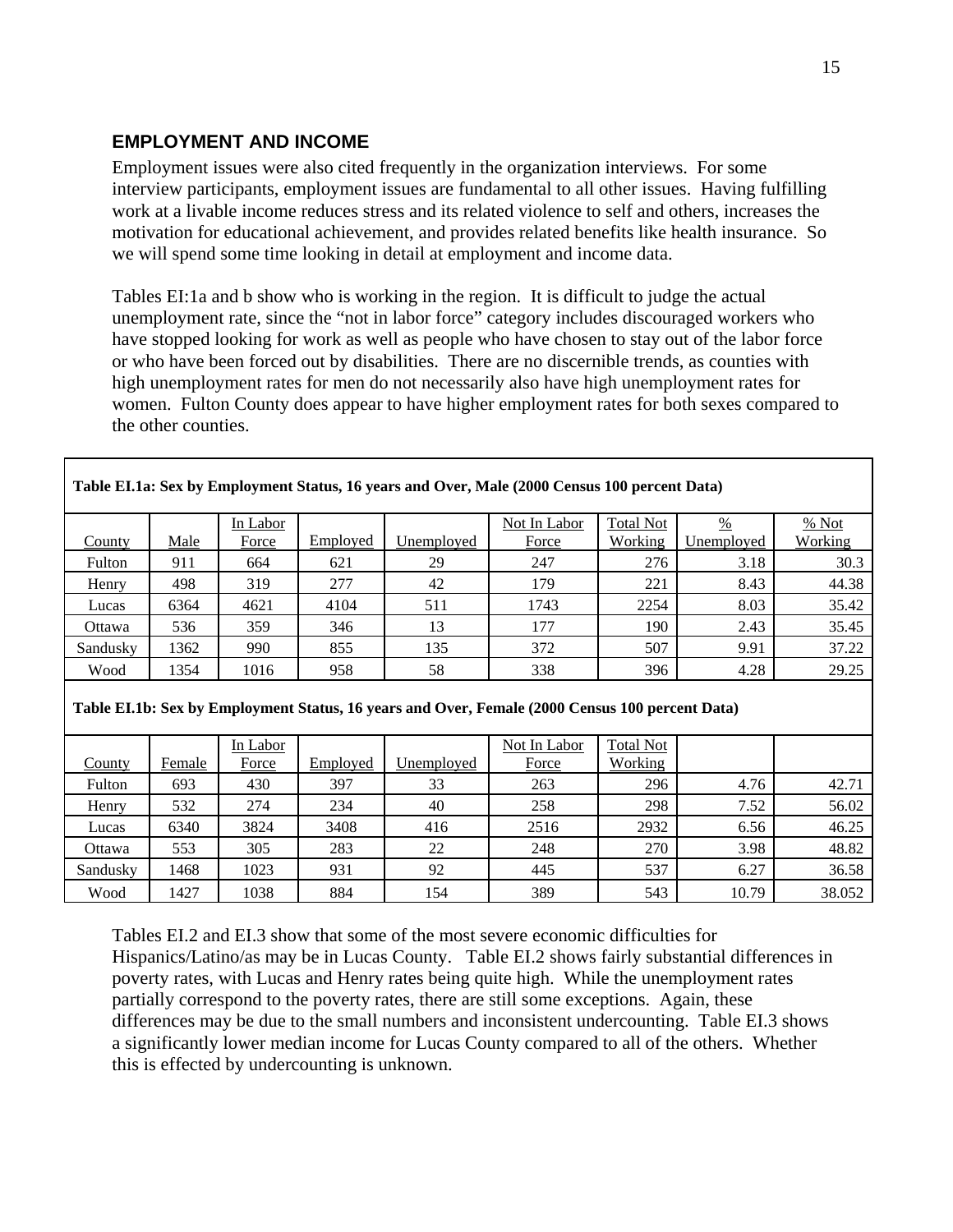## EMPLOYMENT AND INCOME

Employment issues were also cited frequently in the organization interviews. For some interview participants, employment issues are fundamental to all other issues. Having fulfilling work at a livable income reduces stress and its related violence to self and others, increases the motivation for educational achievement, and provides related benefits like health insurance. So we will spend some time looking in detail at employment and income data.

Tables EI:1a and b show who is working in the region. It is difficult to judge the actual unemployment rate, since the "not in labor force" category includes discouraged workers who have stopped looking for work as well as people who have chosen to stay out of the labor force or who have been forced out by disabilities. There are no discernible trends, as counties with high unemployment rates for men do not necessarily also have high unemployment rates for women. Fulton County does appear to have higher employment rates for both sexes compared to the other counties.

**Table EI.1a: Sex by Employment Status, 16 years and Over, Male (2000 Census 100 percent Data)**

| County | Male | In Labor Force | Employed | Unemployed | Not In Labor Force | Total Not Working | % Unemployed | % Not Working |
|---|---|---|---|---|---|---|---|---|
| Fulton | 911 | 664 | 621 | 29 | 247 | 276 | 3.18 | 30.3 |
| Henry | 498 | 319 | 277 | 42 | 179 | 221 | 8.43 | 44.38 |
| Lucas | 6364 | 4621 | 4104 | 511 | 1743 | 2254 | 8.03 | 35.42 |
| Ottawa | 536 | 359 | 346 | 13 | 177 | 190 | 2.43 | 35.45 |
| Sandusky | 1362 | 990 | 855 | 135 | 372 | 507 | 9.91 | 37.22 |
| Wood | 1354 | 1016 | 958 | 58 | 338 | 396 | 4.28 | 29.25 |

**Table EI.1b: Sex by Employment Status, 16 years and Over, Female (2000 Census 100 percent Data)**

| County | Female | In Labor Force | Employed | Unemployed | Not In Labor Force | Total Not Working | | |
|---|---|---|---|---|---|---|---|---|
| Fulton | 693 | 430 | 397 | 33 | 263 | 296 | 4.76 | 42.71 |
| Henry | 532 | 274 | 234 | 40 | 258 | 298 | 7.52 | 56.02 |
| Lucas | 6340 | 3824 | 3408 | 416 | 2516 | 2932 | 6.56 | 46.25 |
| Ottawa | 553 | 305 | 283 | 22 | 248 | 270 | 3.98 | 48.82 |
| Sandusky | 1468 | 1023 | 931 | 92 | 445 | 537 | 6.27 | 36.58 |
| Wood | 1427 | 1038 | 884 | 154 | 389 | 543 | 10.79 | 38.052 |

Tables EI.2 and EI.3 show that some of the most severe economic difficulties for Hispanics/Latino/as may be in Lucas County. Table EI.2 shows fairly substantial differences in poverty rates, with Lucas and Henry rates being quite high. While the unemployment rates partially correspond to the poverty rates, there are still some exceptions. Again, these differences may be due to the small numbers and inconsistent undercounting. Table EI.3 shows a significantly lower median income for Lucas County compared to all of the others. Whether this is effected by undercounting is unknown.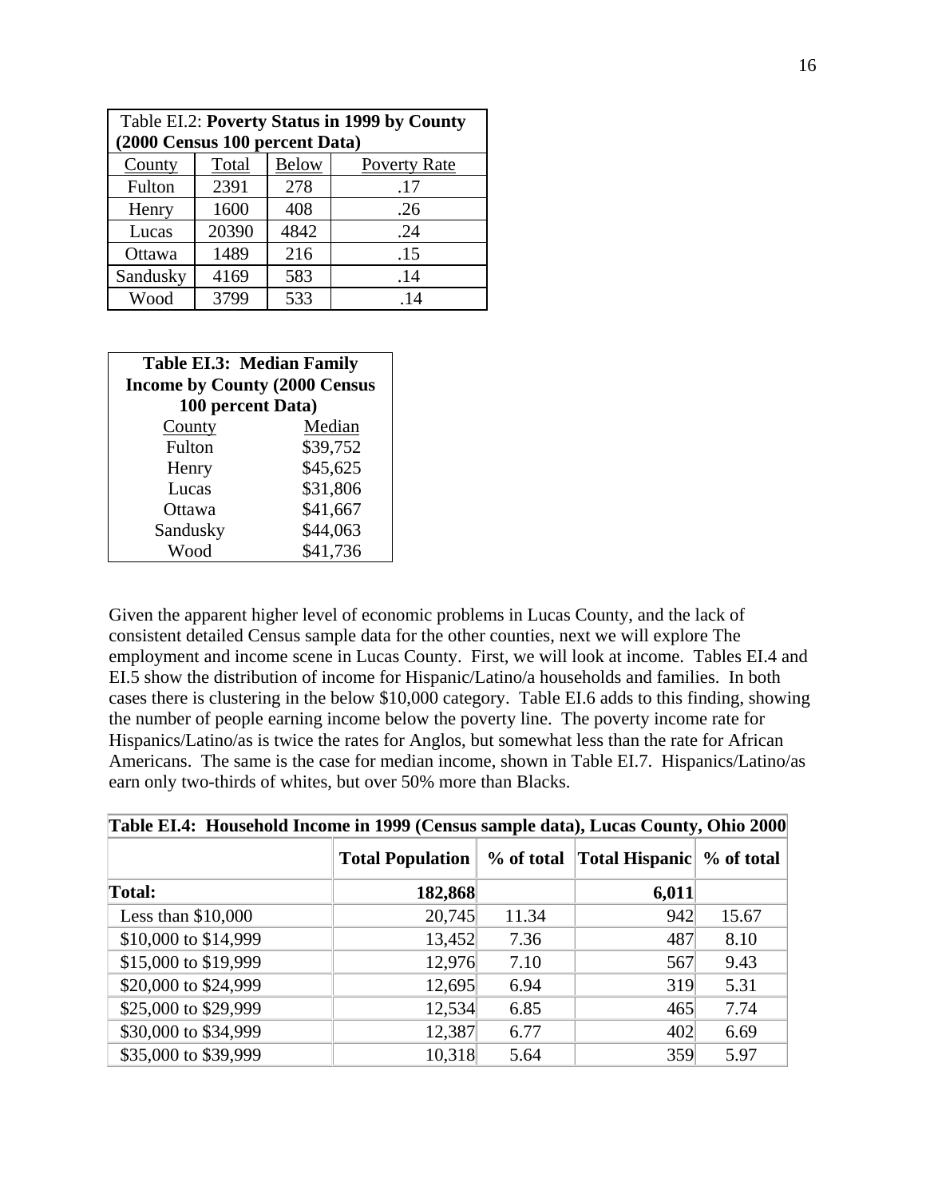| Table EI.2: **Poverty Status in 1999 by County (2000 Census 100 percent Data)** | | | |
|---|---|---|---|
| County | Total | Below | Poverty Rate |
| Fulton | 2391 | 278 | .17 |
| Henry | 1600 | 408 | .26 |
| Lucas | 20390 | 4842 | .24 |
| Ottawa | 1489 | 216 | .15 |
| Sandusky | 4169 | 583 | .14 |
| Wood | 3799 | 533 | .14 |

| **Table EI.3: Median Family Income by County (2000 Census 100 percent Data)** | |
|---|---|
| County | Median |
| Fulton | $39,752 |
| Henry | $45,625 |
| Lucas | $31,806 |
| Ottawa | $41,667 |
| Sandusky | $44,063 |
| Wood | $41,736 |

Given the apparent higher level of economic problems in Lucas County, and the lack of consistent detailed Census sample data for the other counties, next we will explore The employment and income scene in Lucas County. First, we will look at income. Tables EI.4 and EI.5 show the distribution of income for Hispanic/Latino/a households and families. In both cases there is clustering in the below $10,000 category. Table EI.6 adds to this finding, showing the number of people earning income below the poverty line. The poverty income rate for Hispanics/Latino/as is twice the rates for Anglos, but somewhat less than the rate for African Americans. The same is the case for median income, shown in Table EI.7. Hispanics/Latino/as earn only two-thirds of whites, but over 50% more than Blacks.

| **Table EI.4: Household Income in 1999 (Census sample data), Lucas County, Ohio 2000** | | | | |
|---|---|---|---|---|
| | **Total Population** | **% of total** | **Total Hispanic** | **% of total** |
| **Total:** | **182,868** | | **6,011** | |
| Less than $10,000 | 20,745 | 11.34 | 942 | 15.67 |
| $10,000 to $14,999 | 13,452 | 7.36 | 487 | 8.10 |
| $15,000 to $19,999 | 12,976 | 7.10 | 567 | 9.43 |
| $20,000 to $24,999 | 12,695 | 6.94 | 319 | 5.31 |
| $25,000 to $29,999 | 12,534 | 6.85 | 465 | 7.74 |
| $30,000 to $34,999 | 12,387 | 6.77 | 402 | 6.69 |
| $35,000 to $39,999 | 10,318 | 5.64 | 359 | 5.97 |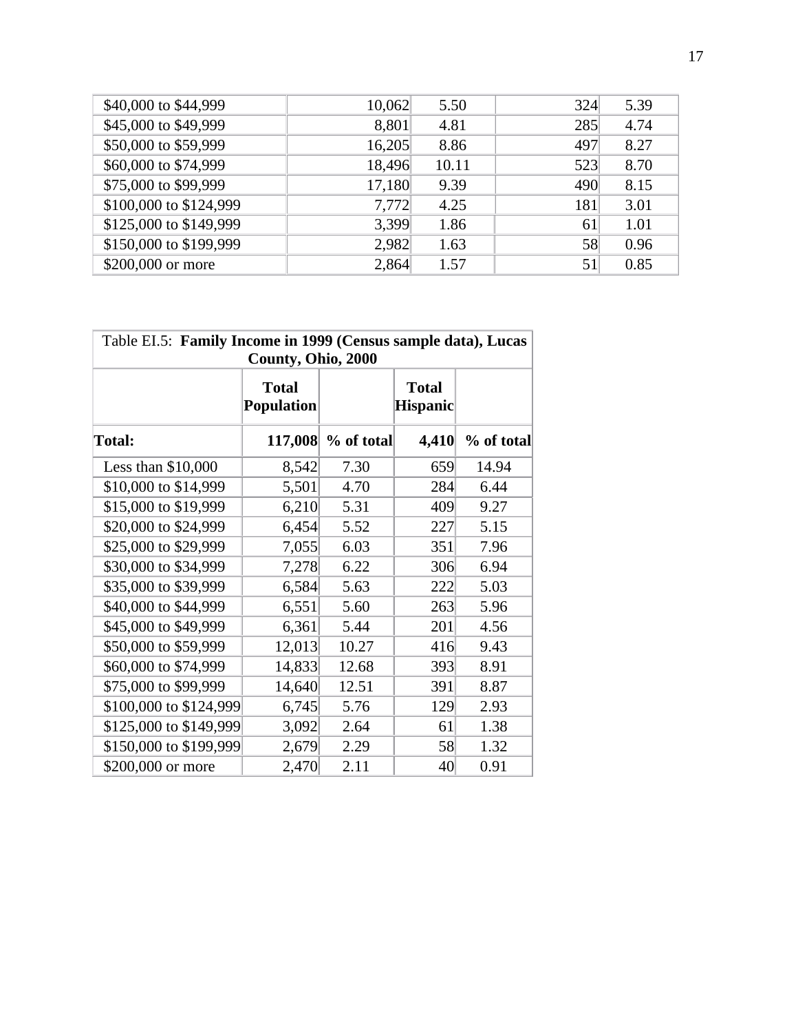| | | | | |
|---|---|---|---|---|
| $40,000 to $44,999 | 10,062 | 5.50 | 324 | 5.39 |
| $45,000 to $49,999 | 8,801 | 4.81 | 285 | 4.74 |
| $50,000 to $59,999 | 16,205 | 8.86 | 497 | 8.27 |
| $60,000 to $74,999 | 18,496 | 10.11 | 523 | 8.70 |
| $75,000 to $99,999 | 17,180 | 9.39 | 490 | 8.15 |
| $100,000 to $124,999 | 7,772 | 4.25 | 181 | 3.01 |
| $125,000 to $149,999 | 3,399 | 1.86 | 61 | 1.01 |
| $150,000 to $199,999 | 2,982 | 1.63 | 58 | 0.96 |
| $200,000 or more | 2,864 | 1.57 | 51 | 0.85 |

Table EI.5: **Family Income in 1999 (Census sample data), Lucas County, Ohio, 2000**

| | **Total Population** | | **Total Hispanic** | |
|---|---|---|---|---|
| **Total:** | **117,008** | **% of total** | **4,410** | **% of total** |
| Less than $10,000 | 8,542 | 7.30 | 659 | 14.94 |
| $10,000 to $14,999 | 5,501 | 4.70 | 284 | 6.44 |
| $15,000 to $19,999 | 6,210 | 5.31 | 409 | 9.27 |
| $20,000 to $24,999 | 6,454 | 5.52 | 227 | 5.15 |
| $25,000 to $29,999 | 7,055 | 6.03 | 351 | 7.96 |
| $30,000 to $34,999 | 7,278 | 6.22 | 306 | 6.94 |
| $35,000 to $39,999 | 6,584 | 5.63 | 222 | 5.03 |
| $40,000 to $44,999 | 6,551 | 5.60 | 263 | 5.96 |
| $45,000 to $49,999 | 6,361 | 5.44 | 201 | 4.56 |
| $50,000 to $59,999 | 12,013 | 10.27 | 416 | 9.43 |
| $60,000 to $74,999 | 14,833 | 12.68 | 393 | 8.91 |
| $75,000 to $99,999 | 14,640 | 12.51 | 391 | 8.87 |
| $100,000 to $124,999 | 6,745 | 5.76 | 129 | 2.93 |
| $125,000 to $149,999 | 3,092 | 2.64 | 61 | 1.38 |
| $150,000 to $199,999 | 2,679 | 2.29 | 58 | 1.32 |
| $200,000 or more | 2,470 | 2.11 | 40 | 0.91 |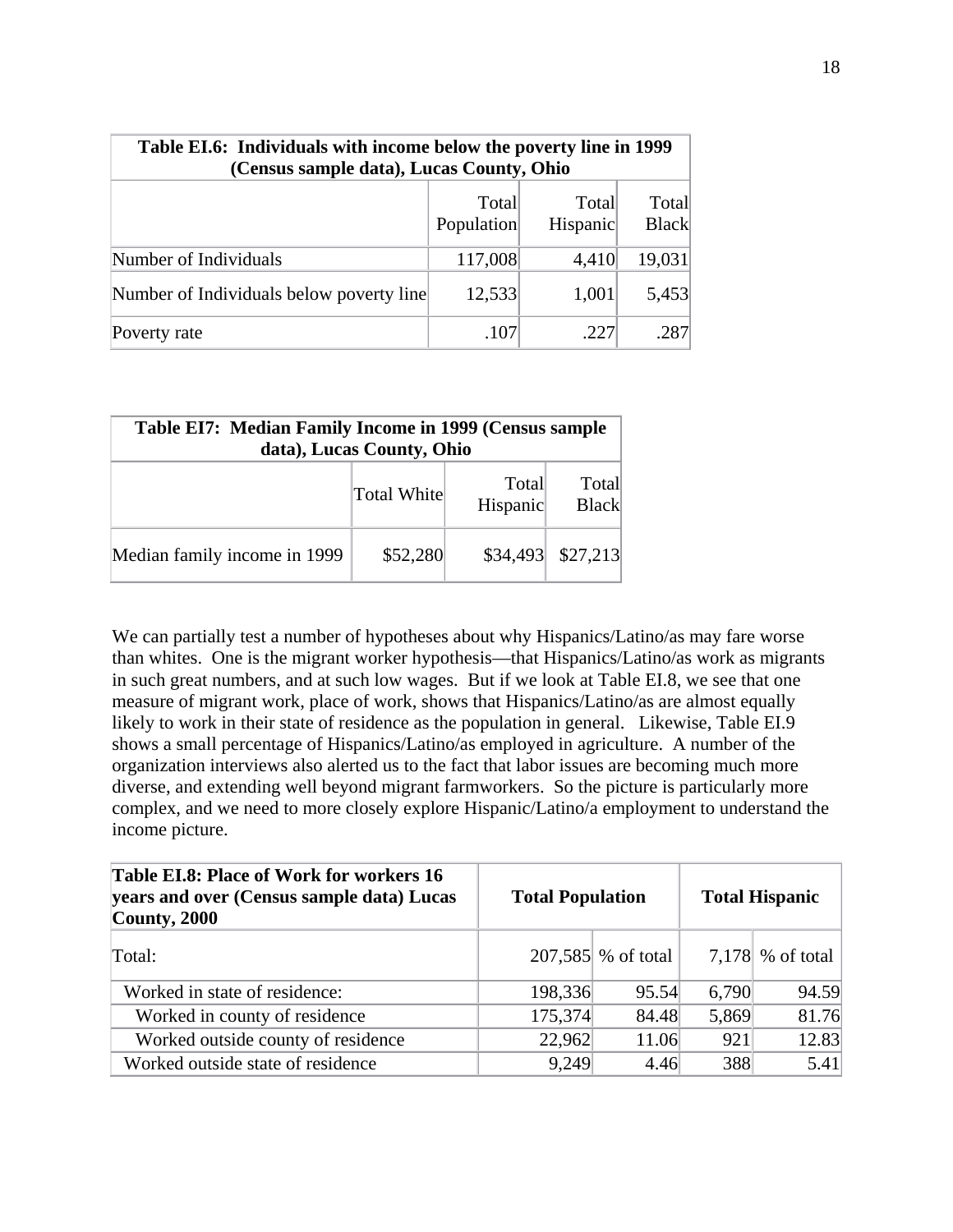| Table EI.6: Individuals with income below the poverty line in 1999 (Census sample data), Lucas County, Ohio | | | |
|---|---|---|---|
| | Total Population | Total Hispanic | Total Black |
| Number of Individuals | 117,008 | 4,410 | 19,031 |
| Number of Individuals below poverty line | 12,533 | 1,001 | 5,453 |
| Poverty rate | .107 | .227 | .287 |

| Table EI7: Median Family Income in 1999 (Census sample data), Lucas County, Ohio | | | |
|---|---|---|---|
| | Total White | Total Hispanic | Total Black |
| Median family income in 1999 | $52,280 | $34,493 | $27,213 |

We can partially test a number of hypotheses about why Hispanics/Latino/as may fare worse than whites. One is the migrant worker hypothesis—that Hispanics/Latino/as work as migrants in such great numbers, and at such low wages. But if we look at Table EI.8, we see that one measure of migrant work, place of work, shows that Hispanics/Latino/as are almost equally likely to work in their state of residence as the population in general. Likewise, Table EI.9 shows a small percentage of Hispanics/Latino/as employed in agriculture. A number of the organization interviews also alerted us to the fact that labor issues are becoming much more diverse, and extending well beyond migrant farmworkers. So the picture is particularly more complex, and we need to more closely explore Hispanic/Latino/a employment to understand the income picture.

| Table EI.8: Place of Work for workers 16 years and over (Census sample data) Lucas County, 2000 | Total Population | | Total Hispanic | |
|---|---|---|---|---|
| Total: | 207,585 | % of total | 7,178 | % of total |
| Worked in state of residence: | 198,336 | 95.54 | 6,790 | 94.59 |
| Worked in county of residence | 175,374 | 84.48 | 5,869 | 81.76 |
| Worked outside county of residence | 22,962 | 11.06 | 921 | 12.83 |
| Worked outside state of residence | 9,249 | 4.46 | 388 | 5.41 |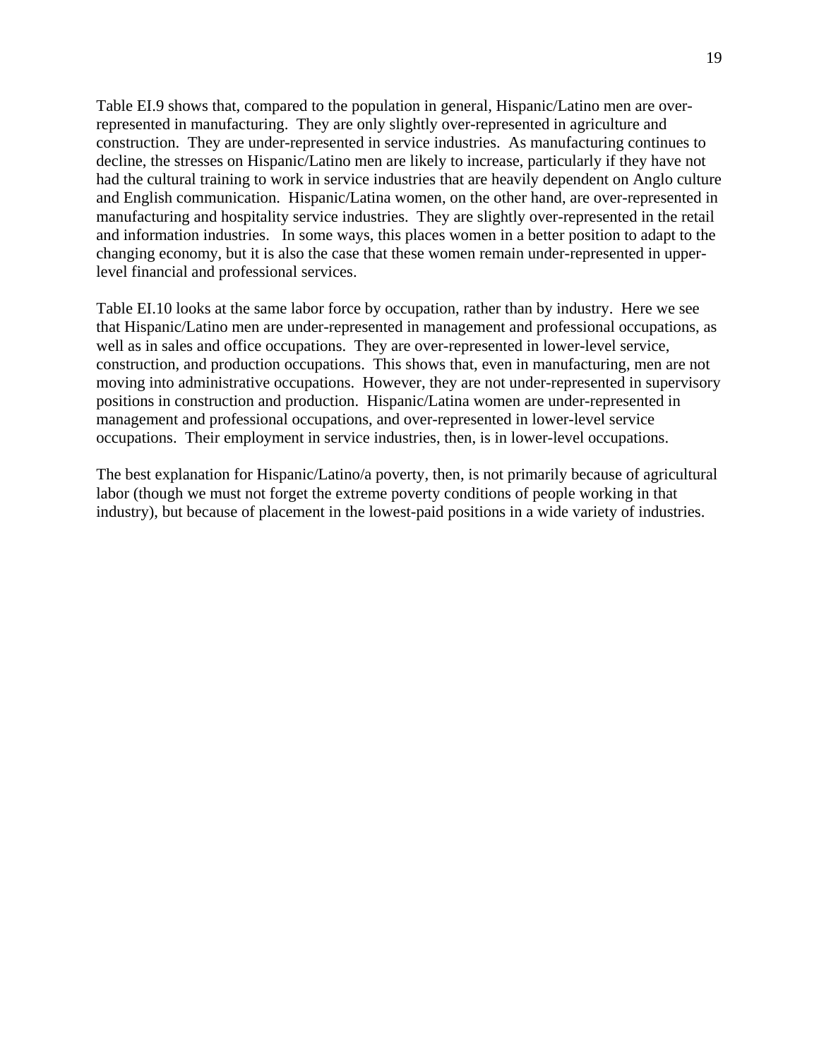Table EI.9 shows that, compared to the population in general, Hispanic/Latino men are over-represented in manufacturing. They are only slightly over-represented in agriculture and construction. They are under-represented in service industries. As manufacturing continues to decline, the stresses on Hispanic/Latino men are likely to increase, particularly if they have not had the cultural training to work in service industries that are heavily dependent on Anglo culture and English communication. Hispanic/Latina women, on the other hand, are over-represented in manufacturing and hospitality service industries. They are slightly over-represented in the retail and information industries. In some ways, this places women in a better position to adapt to the changing economy, but it is also the case that these women remain under-represented in upper-level financial and professional services.

Table EI.10 looks at the same labor force by occupation, rather than by industry. Here we see that Hispanic/Latino men are under-represented in management and professional occupations, as well as in sales and office occupations. They are over-represented in lower-level service, construction, and production occupations. This shows that, even in manufacturing, men are not moving into administrative occupations. However, they are not under-represented in supervisory positions in construction and production. Hispanic/Latina women are under-represented in management and professional occupations, and over-represented in lower-level service occupations. Their employment in service industries, then, is in lower-level occupations.

The best explanation for Hispanic/Latino/a poverty, then, is not primarily because of agricultural labor (though we must not forget the extreme poverty conditions of people working in that industry), but because of placement in the lowest-paid positions in a wide variety of industries.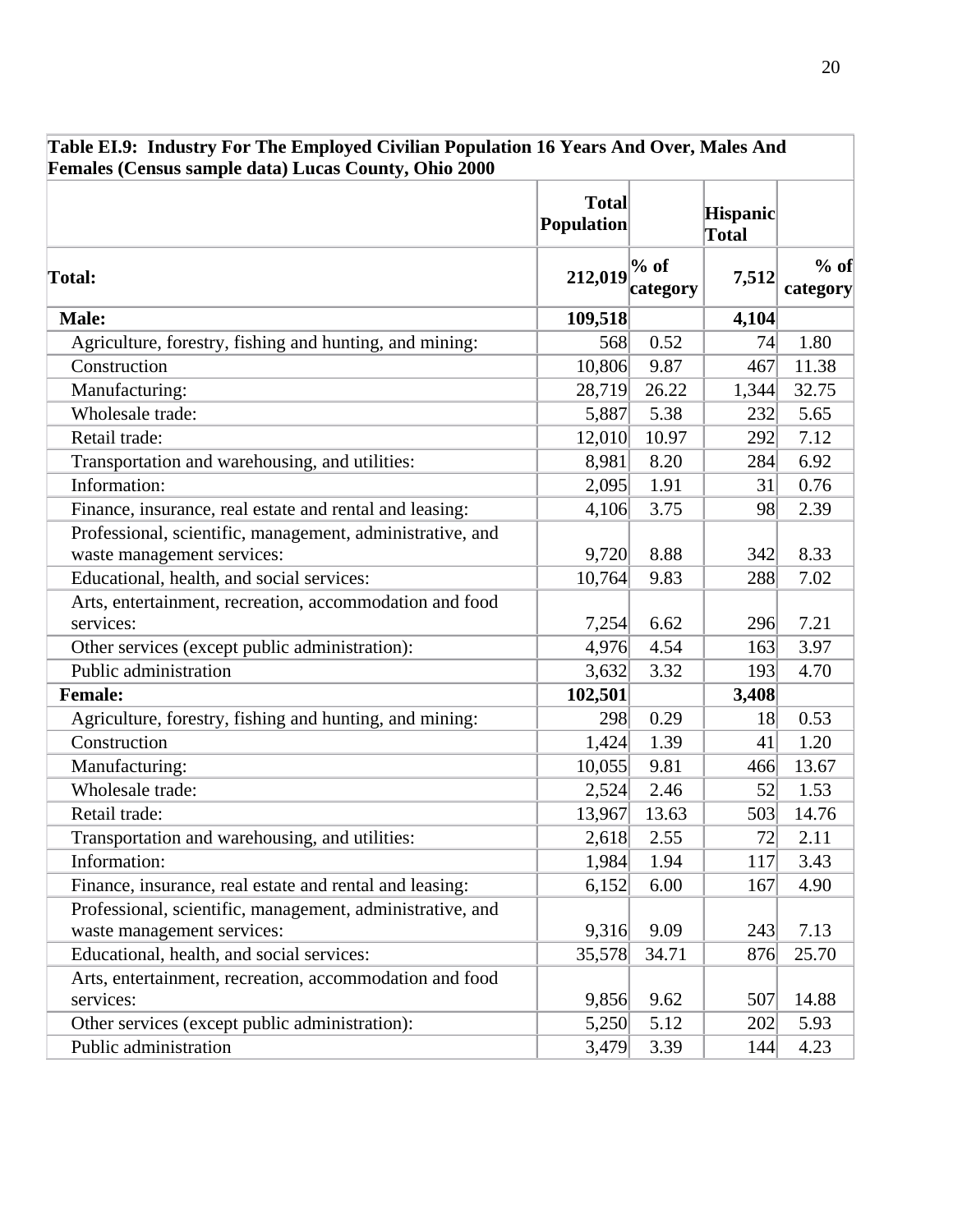| Table EI.9: Industry For The Employed Civilian Population 16 Years And Over, Males And Females (Census sample data) Lucas County, Ohio 2000 | | | | |
|---|---|---|---|---|
| | **Total Population** | | **Hispanic Total** | |
| **Total:** | **212,019** | **% of category** | **7,512** | **% of category** |
| **Male:** | **109,518** | | **4,104** | |
| Agriculture, forestry, fishing and hunting, and mining: | 568 | 0.52 | 74 | 1.80 |
| Construction | 10,806 | 9.87 | 467 | 11.38 |
| Manufacturing: | 28,719 | 26.22 | 1,344 | 32.75 |
| Wholesale trade: | 5,887 | 5.38 | 232 | 5.65 |
| Retail trade: | 12,010 | 10.97 | 292 | 7.12 |
| Transportation and warehousing, and utilities: | 8,981 | 8.20 | 284 | 6.92 |
| Information: | 2,095 | 1.91 | 31 | 0.76 |
| Finance, insurance, real estate and rental and leasing: | 4,106 | 3.75 | 98 | 2.39 |
| Professional, scientific, management, administrative, and waste management services: | 9,720 | 8.88 | 342 | 8.33 |
| Educational, health, and social services: | 10,764 | 9.83 | 288 | 7.02 |
| Arts, entertainment, recreation, accommodation and food services: | 7,254 | 6.62 | 296 | 7.21 |
| Other services (except public administration): | 4,976 | 4.54 | 163 | 3.97 |
| Public administration | 3,632 | 3.32 | 193 | 4.70 |
| **Female:** | **102,501** | | **3,408** | |
| Agriculture, forestry, fishing and hunting, and mining: | 298 | 0.29 | 18 | 0.53 |
| Construction | 1,424 | 1.39 | 41 | 1.20 |
| Manufacturing: | 10,055 | 9.81 | 466 | 13.67 |
| Wholesale trade: | 2,524 | 2.46 | 52 | 1.53 |
| Retail trade: | 13,967 | 13.63 | 503 | 14.76 |
| Transportation and warehousing, and utilities: | 2,618 | 2.55 | 72 | 2.11 |
| Information: | 1,984 | 1.94 | 117 | 3.43 |
| Finance, insurance, real estate and rental and leasing: | 6,152 | 6.00 | 167 | 4.90 |
| Professional, scientific, management, administrative, and waste management services: | 9,316 | 9.09 | 243 | 7.13 |
| Educational, health, and social services: | 35,578 | 34.71 | 876 | 25.70 |
| Arts, entertainment, recreation, accommodation and food services: | 9,856 | 9.62 | 507 | 14.88 |
| Other services (except public administration): | 5,250 | 5.12 | 202 | 5.93 |
| Public administration | 3,479 | 3.39 | 144 | 4.23 |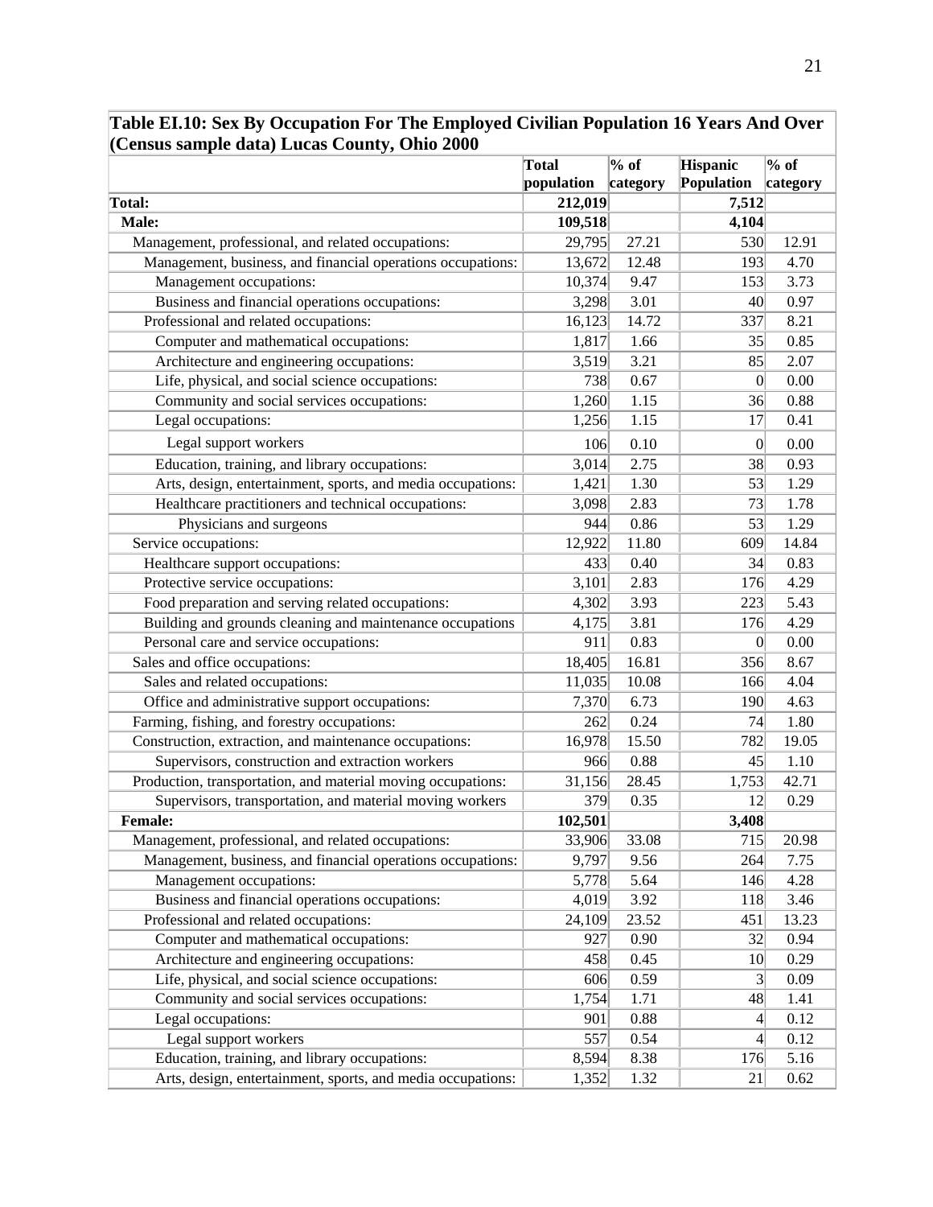**Table EI.10: Sex By Occupation For The Employed Civilian Population 16 Years And Over (Census sample data) Lucas County, Ohio 2000**

| | Total population | % of category | Hispanic Population | % of category |
|---|---|---|---|---|
| **Total:** | **212,019** | | **7,512** | |
| **Male:** | **109,518** | | **4,104** | |
| Management, professional, and related occupations: | 29,795 | 27.21 | 530 | 12.91 |
| Management, business, and financial operations occupations: | 13,672 | 12.48 | 193 | 4.70 |
| Management occupations: | 10,374 | 9.47 | 153 | 3.73 |
| Business and financial operations occupations: | 3,298 | 3.01 | 40 | 0.97 |
| Professional and related occupations: | 16,123 | 14.72 | 337 | 8.21 |
| Computer and mathematical occupations: | 1,817 | 1.66 | 35 | 0.85 |
| Architecture and engineering occupations: | 3,519 | 3.21 | 85 | 2.07 |
| Life, physical, and social science occupations: | 738 | 0.67 | 0 | 0.00 |
| Community and social services occupations: | 1,260 | 1.15 | 36 | 0.88 |
| Legal occupations: | 1,256 | 1.15 | 17 | 0.41 |
| Legal support workers | 106 | 0.10 | 0 | 0.00 |
| Education, training, and library occupations: | 3,014 | 2.75 | 38 | 0.93 |
| Arts, design, entertainment, sports, and media occupations: | 1,421 | 1.30 | 53 | 1.29 |
| Healthcare practitioners and technical occupations: | 3,098 | 2.83 | 73 | 1.78 |
| Physicians and surgeons | 944 | 0.86 | 53 | 1.29 |
| Service occupations: | 12,922 | 11.80 | 609 | 14.84 |
| Healthcare support occupations: | 433 | 0.40 | 34 | 0.83 |
| Protective service occupations: | 3,101 | 2.83 | 176 | 4.29 |
| Food preparation and serving related occupations: | 4,302 | 3.93 | 223 | 5.43 |
| Building and grounds cleaning and maintenance occupations | 4,175 | 3.81 | 176 | 4.29 |
| Personal care and service occupations: | 911 | 0.83 | 0 | 0.00 |
| Sales and office occupations: | 18,405 | 16.81 | 356 | 8.67 |
| Sales and related occupations: | 11,035 | 10.08 | 166 | 4.04 |
| Office and administrative support occupations: | 7,370 | 6.73 | 190 | 4.63 |
| Farming, fishing, and forestry occupations: | 262 | 0.24 | 74 | 1.80 |
| Construction, extraction, and maintenance occupations: | 16,978 | 15.50 | 782 | 19.05 |
| Supervisors, construction and extraction workers | 966 | 0.88 | 45 | 1.10 |
| Production, transportation, and material moving occupations: | 31,156 | 28.45 | 1,753 | 42.71 |
| Supervisors, transportation, and material moving workers | 379 | 0.35 | 12 | 0.29 |
| **Female:** | **102,501** | | **3,408** | |
| Management, professional, and related occupations: | 33,906 | 33.08 | 715 | 20.98 |
| Management, business, and financial operations occupations: | 9,797 | 9.56 | 264 | 7.75 |
| Management occupations: | 5,778 | 5.64 | 146 | 4.28 |
| Business and financial operations occupations: | 4,019 | 3.92 | 118 | 3.46 |
| Professional and related occupations: | 24,109 | 23.52 | 451 | 13.23 |
| Computer and mathematical occupations: | 927 | 0.90 | 32 | 0.94 |
| Architecture and engineering occupations: | 458 | 0.45 | 10 | 0.29 |
| Life, physical, and social science occupations: | 606 | 0.59 | 3 | 0.09 |
| Community and social services occupations: | 1,754 | 1.71 | 48 | 1.41 |
| Legal occupations: | 901 | 0.88 | 4 | 0.12 |
| Legal support workers | 557 | 0.54 | 4 | 0.12 |
| Education, training, and library occupations: | 8,594 | 8.38 | 176 | 5.16 |
| Arts, design, entertainment, sports, and media occupations: | 1,352 | 1.32 | 21 | 0.62 |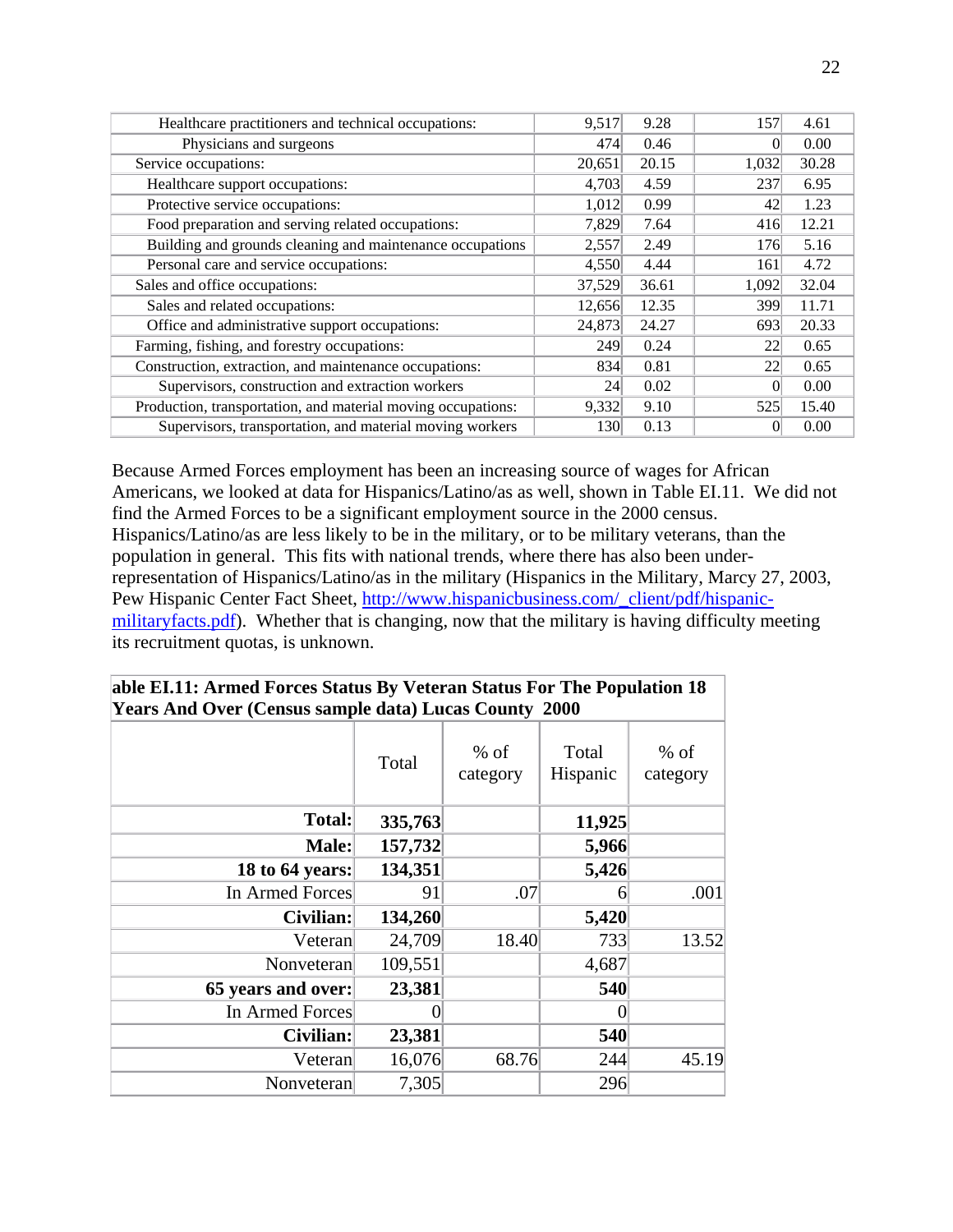| | | | | |
|---|---|---|---|---|
| Healthcare practitioners and technical occupations: | 9,517 | 9.28 | 157 | 4.61 |
| Physicians and surgeons | 474 | 0.46 | 0 | 0.00 |
| Service occupations: | 20,651 | 20.15 | 1,032 | 30.28 |
| Healthcare support occupations: | 4,703 | 4.59 | 237 | 6.95 |
| Protective service occupations: | 1,012 | 0.99 | 42 | 1.23 |
| Food preparation and serving related occupations: | 7,829 | 7.64 | 416 | 12.21 |
| Building and grounds cleaning and maintenance occupations | 2,557 | 2.49 | 176 | 5.16 |
| Personal care and service occupations: | 4,550 | 4.44 | 161 | 4.72 |
| Sales and office occupations: | 37,529 | 36.61 | 1,092 | 32.04 |
| Sales and related occupations: | 12,656 | 12.35 | 399 | 11.71 |
| Office and administrative support occupations: | 24,873 | 24.27 | 693 | 20.33 |
| Farming, fishing, and forestry occupations: | 249 | 0.24 | 22 | 0.65 |
| Construction, extraction, and maintenance occupations: | 834 | 0.81 | 22 | 0.65 |
| Supervisors, construction and extraction workers | 24 | 0.02 | 0 | 0.00 |
| Production, transportation, and material moving occupations: | 9,332 | 9.10 | 525 | 15.40 |
| Supervisors, transportation, and material moving workers | 130 | 0.13 | 0 | 0.00 |

Because Armed Forces employment has been an increasing source of wages for African Americans, we looked at data for Hispanics/Latino/as as well, shown in Table EI.11. We did not find the Armed Forces to be a significant employment source in the 2000 census. Hispanics/Latino/as are less likely to be in the military, or to be military veterans, than the population in general. This fits with national trends, where there has also been under-representation of Hispanics/Latino/as in the military (Hispanics in the Military, Marcy 27, 2003, Pew Hispanic Center Fact Sheet, http://www.hispanicbusiness.com/_client/pdf/hispanic-militaryfacts.pdf). Whether that is changing, now that the military is having difficulty meeting its recruitment quotas, is unknown.

**able EI.11: Armed Forces Status By Veteran Status For The Population 18 Years And Over (Census sample data) Lucas County 2000**

| | Total | % of category | Total Hispanic | % of category |
|---|---|---|---|---|
| **Total:** | **335,763** | | **11,925** | |
| **Male:** | **157,732** | | **5,966** | |
| **18 to 64 years:** | **134,351** | | **5,426** | |
| In Armed Forces | 91 | .07 | 6 | .001 |
| **Civilian:** | **134,260** | | **5,420** | |
| Veteran | 24,709 | 18.40 | 733 | 13.52 |
| Nonveteran | 109,551 | | 4,687 | |
| **65 years and over:** | **23,381** | | **540** | |
| In Armed Forces | 0 | | 0 | |
| **Civilian:** | **23,381** | | **540** | |
| Veteran | 16,076 | 68.76 | 244 | 45.19 |
| Nonveteran | 7,305 | | 296 | |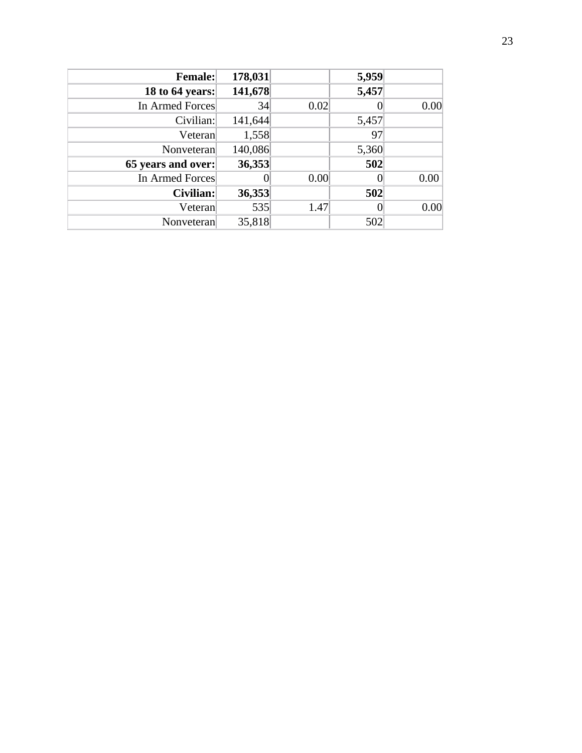| **Female:** | **178,031** | | **5,959** | |
|---|---|---|---|---|
| **18 to 64 years:** | **141,678** | | **5,457** | |
| In Armed Forces | 34 | 0.02 | 0 | 0.00 |
| Civilian: | 141,644 | | 5,457 | |
| Veteran | 1,558 | | 97 | |
| Nonveteran | 140,086 | | 5,360 | |
| **65 years and over:** | **36,353** | | **502** | |
| In Armed Forces | 0 | 0.00 | 0 | 0.00 |
| **Civilian:** | **36,353** | | **502** | |
| Veteran | 535 | 1.47 | 0 | 0.00 |
| Nonveteran | 35,818 | | 502 | |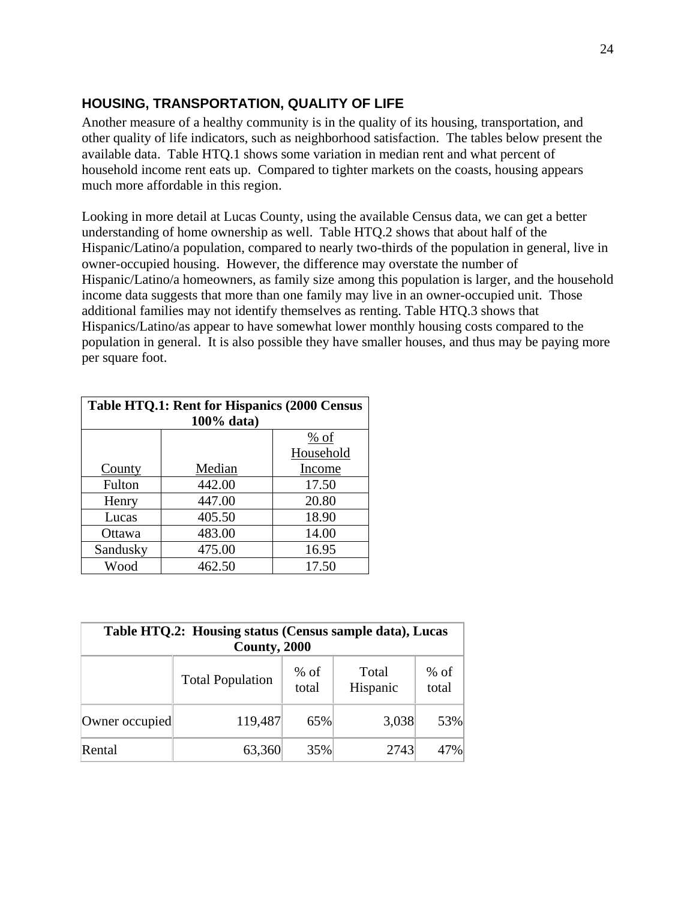## HOUSING, TRANSPORTATION, QUALITY OF LIFE

Another measure of a healthy community is in the quality of its housing, transportation, and other quality of life indicators, such as neighborhood satisfaction. The tables below present the available data. Table HTQ.1 shows some variation in median rent and what percent of household income rent eats up. Compared to tighter markets on the coasts, housing appears much more affordable in this region.

Looking in more detail at Lucas County, using the available Census data, we can get a better understanding of home ownership as well. Table HTQ.2 shows that about half of the Hispanic/Latino/a population, compared to nearly two-thirds of the population in general, live in owner-occupied housing. However, the difference may overstate the number of Hispanic/Latino/a homeowners, as family size among this population is larger, and the household income data suggests that more than one family may live in an owner-occupied unit. Those additional families may not identify themselves as renting. Table HTQ.3 shows that Hispanics/Latino/as appear to have somewhat lower monthly housing costs compared to the population in general. It is also possible they have smaller houses, and thus may be paying more per square foot.

**Table HTQ.1: Rent for Hispanics (2000 Census 100% data)**

| County | Median | % of Household Income |
|---|---|---|
| Fulton | 442.00 | 17.50 |
| Henry | 447.00 | 20.80 |
| Lucas | 405.50 | 18.90 |
| Ottawa | 483.00 | 14.00 |
| Sandusky | 475.00 | 16.95 |
| Wood | 462.50 | 17.50 |

**Table HTQ.2: Housing status (Census sample data), Lucas County, 2000**

| | Total Population | % of total | Total Hispanic | % of total |
|---|---|---|---|---|
| Owner occupied | 119,487 | 65% | 3,038 | 53% |
| Rental | 63,360 | 35% | 2743 | 47% |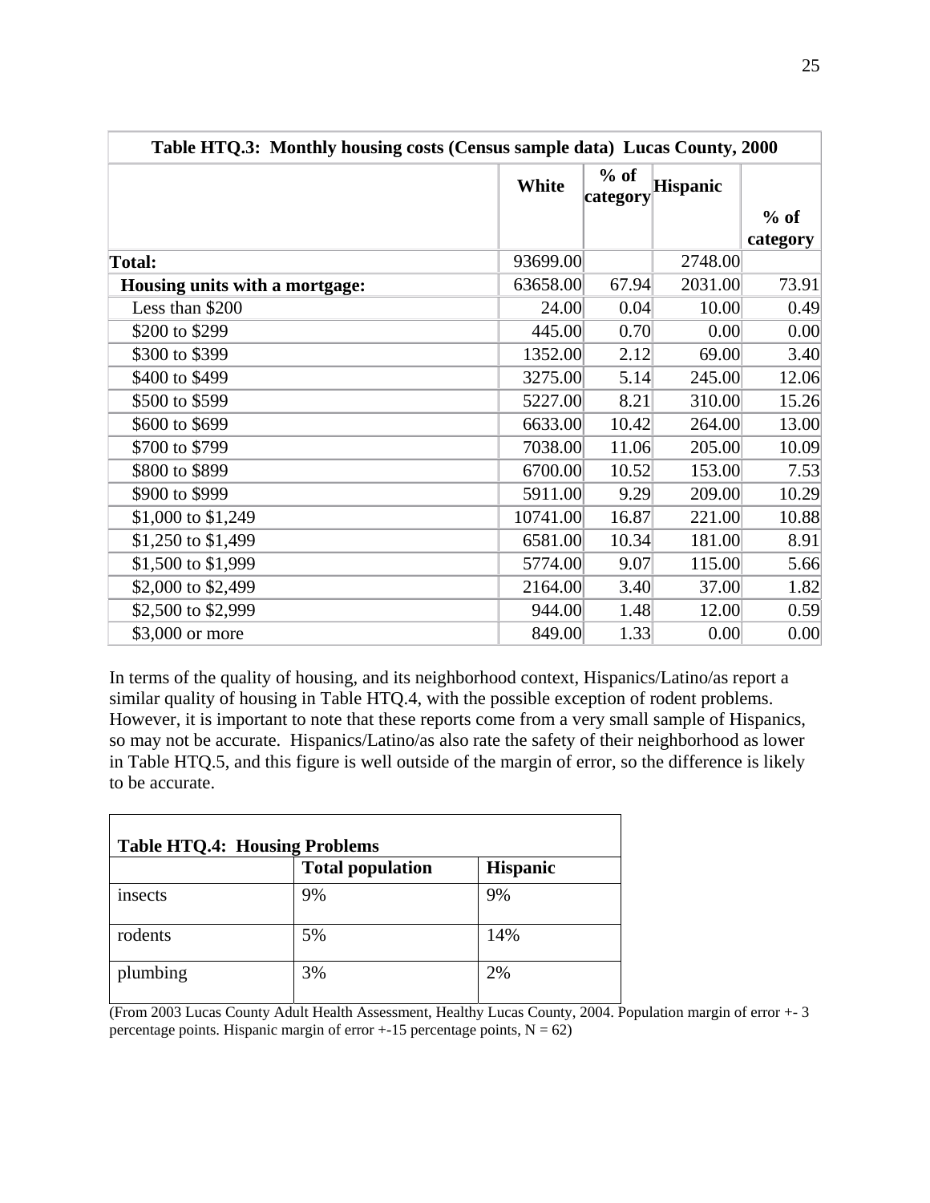| Table HTQ.3: Monthly housing costs (Census sample data) Lucas County, 2000 | | | | |
|---|---|---|---|---|
| | **White** | **% of category** | **Hispanic** | **% of category** |
| **Total:** | 93699.00 | | 2748.00 | |
| **Housing units with a mortgage:** | 63658.00 | 67.94 | 2031.00 | 73.91 |
| Less than $200 | 24.00 | 0.04 | 10.00 | 0.49 |
| $200 to $299 | 445.00 | 0.70 | 0.00 | 0.00 |
| $300 to $399 | 1352.00 | 2.12 | 69.00 | 3.40 |
| $400 to $499 | 3275.00 | 5.14 | 245.00 | 12.06 |
| $500 to $599 | 5227.00 | 8.21 | 310.00 | 15.26 |
| $600 to $699 | 6633.00 | 10.42 | 264.00 | 13.00 |
| $700 to $799 | 7038.00 | 11.06 | 205.00 | 10.09 |
| $800 to $899 | 6700.00 | 10.52 | 153.00 | 7.53 |
| $900 to $999 | 5911.00 | 9.29 | 209.00 | 10.29 |
| $1,000 to $1,249 | 10741.00 | 16.87 | 221.00 | 10.88 |
| $1,250 to $1,499 | 6581.00 | 10.34 | 181.00 | 8.91 |
| $1,500 to $1,999 | 5774.00 | 9.07 | 115.00 | 5.66 |
| $2,000 to $2,499 | 2164.00 | 3.40 | 37.00 | 1.82 |
| $2,500 to $2,999 | 944.00 | 1.48 | 12.00 | 0.59 |
| $3,000 or more | 849.00 | 1.33 | 0.00 | 0.00 |

In terms of the quality of housing, and its neighborhood context, Hispanics/Latino/as report a similar quality of housing in Table HTQ.4, with the possible exception of rodent problems. However, it is important to note that these reports come from a very small sample of Hispanics, so may not be accurate. Hispanics/Latino/as also rate the safety of their neighborhood as lower in Table HTQ.5, and this figure is well outside of the margin of error, so the difference is likely to be accurate.

| Table HTQ.4: Housing Problems | | |
|---|---|---|
| | **Total population** | **Hispanic** |
| insects | 9% | 9% |
| rodents | 5% | 14% |
| plumbing | 3% | 2% |

(From 2003 Lucas County Adult Health Assessment, Healthy Lucas County, 2004. Population margin of error +- 3 percentage points. Hispanic margin of error +-15 percentage points, N = 62)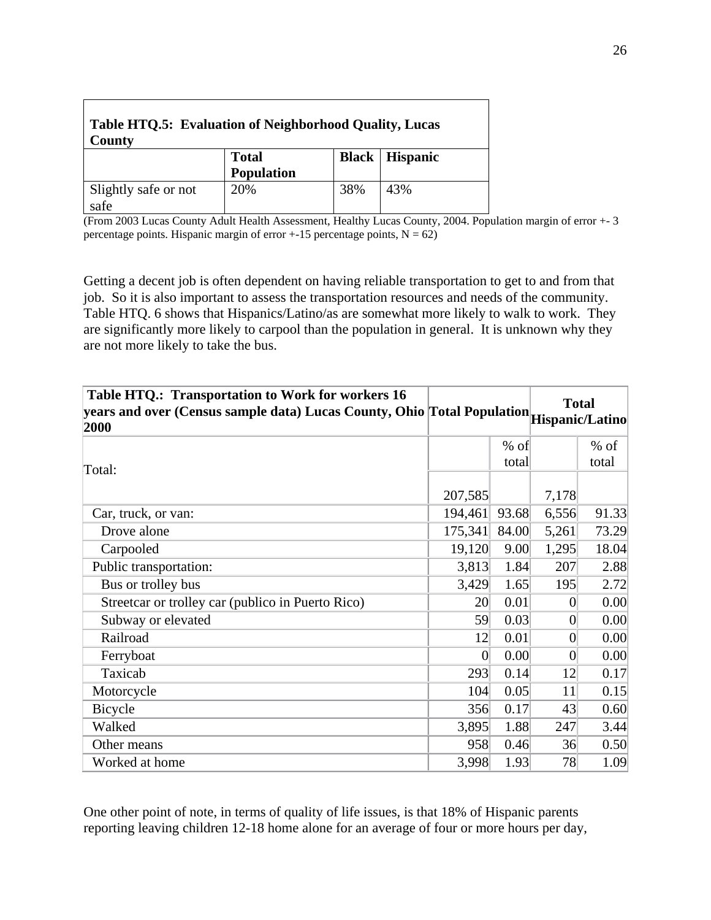| Table HTQ.5: Evaluation of Neighborhood Quality, Lucas County | | | |
|---|---|---|---|
| | **Total Population** | **Black** | **Hispanic** |
| Slightly safe or not safe | 20% | 38% | 43% |

(From 2003 Lucas County Adult Health Assessment, Healthy Lucas County, 2004. Population margin of error +- 3 percentage points. Hispanic margin of error +-15 percentage points, N = 62)

Getting a decent job is often dependent on having reliable transportation to get to and from that job. So it is also important to assess the transportation resources and needs of the community. Table HTQ. 6 shows that Hispanics/Latino/as are somewhat more likely to walk to work. They are significantly more likely to carpool than the population in general. It is unknown why they are not more likely to take the bus.

| **Table HTQ.: Transportation to Work for workers 16 years and over (Census sample data) Lucas County, Ohio 2000** | **Total Population** | | **Total Hispanic/Latino** | |
|---|---|---|---|---|
| | | % of total | | % of total |
| Total: | 207,585 | | 7,178 | |
| Car, truck, or van: | 194,461 | 93.68 | 6,556 | 91.33 |
| Drove alone | 175,341 | 84.00 | 5,261 | 73.29 |
| Carpooled | 19,120 | 9.00 | 1,295 | 18.04 |
| Public transportation: | 3,813 | 1.84 | 207 | 2.88 |
| Bus or trolley bus | 3,429 | 1.65 | 195 | 2.72 |
| Streetcar or trolley car (publico in Puerto Rico) | 20 | 0.01 | 0 | 0.00 |
| Subway or elevated | 59 | 0.03 | 0 | 0.00 |
| Railroad | 12 | 0.01 | 0 | 0.00 |
| Ferryboat | 0 | 0.00 | 0 | 0.00 |
| Taxicab | 293 | 0.14 | 12 | 0.17 |
| Motorcycle | 104 | 0.05 | 11 | 0.15 |
| Bicycle | 356 | 0.17 | 43 | 0.60 |
| Walked | 3,895 | 1.88 | 247 | 3.44 |
| Other means | 958 | 0.46 | 36 | 0.50 |
| Worked at home | 3,998 | 1.93 | 78 | 1.09 |

One other point of note, in terms of quality of life issues, is that 18% of Hispanic parents reporting leaving children 12-18 home alone for an average of four or more hours per day,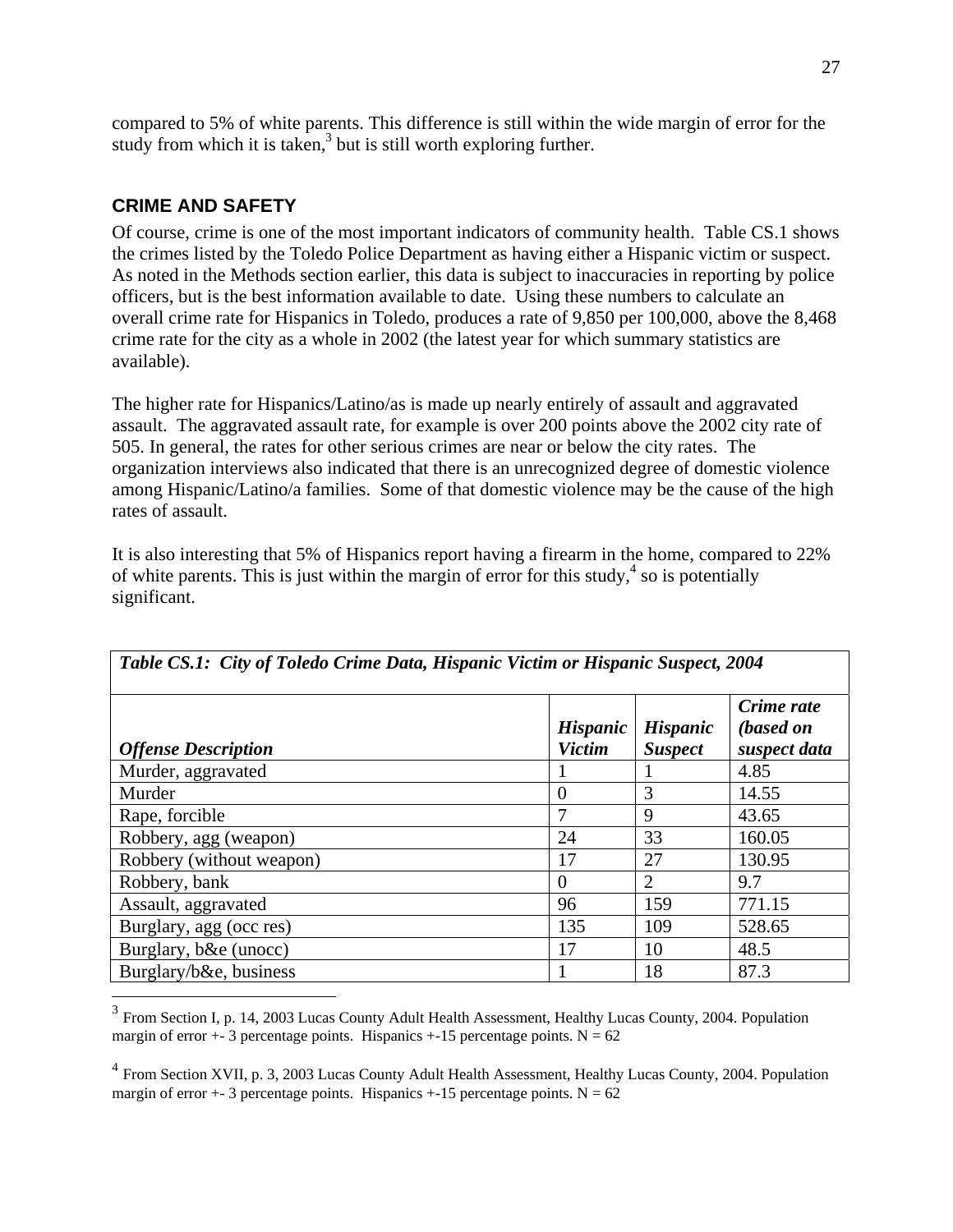compared to 5% of white parents. This difference is still within the wide margin of error for the study from which it is taken,[3] but is still worth exploring further.

## CRIME AND SAFETY

Of course, crime is one of the most important indicators of community health. Table CS.1 shows the crimes listed by the Toledo Police Department as having either a Hispanic victim or suspect. As noted in the Methods section earlier, this data is subject to inaccuracies in reporting by police officers, but is the best information available to date. Using these numbers to calculate an overall crime rate for Hispanics in Toledo, produces a rate of 9,850 per 100,000, above the 8,468 crime rate for the city as a whole in 2002 (the latest year for which summary statistics are available).

The higher rate for Hispanics/Latino/as is made up nearly entirely of assault and aggravated assault. The aggravated assault rate, for example is over 200 points above the 2002 city rate of 505. In general, the rates for other serious crimes are near or below the city rates. The organization interviews also indicated that there is an unrecognized degree of domestic violence among Hispanic/Latino/a families. Some of that domestic violence may be the cause of the high rates of assault.

It is also interesting that 5% of Hispanics report having a firearm in the home, compared to 22% of white parents. This is just within the margin of error for this study,[4] so is potentially significant.

*Table CS.1: City of Toledo Crime Data, Hispanic Victim or Hispanic Suspect, 2004*

| *Offense Description* | *Hispanic Victim* | *Hispanic Suspect* | *Crime rate (based on suspect data* |
|---|---|---|---|
| Murder, aggravated | 1 | 1 | 4.85 |
| Murder | 0 | 3 | 14.55 |
| Rape, forcible | 7 | 9 | 43.65 |
| Robbery, agg (weapon) | 24 | 33 | 160.05 |
| Robbery (without weapon) | 17 | 27 | 130.95 |
| Robbery, bank | 0 | 2 | 9.7 |
| Assault, aggravated | 96 | 159 | 771.15 |
| Burglary, agg (occ res) | 135 | 109 | 528.65 |
| Burglary, b&e (unocc) | 17 | 10 | 48.5 |
| Burglary/b&e, business | 1 | 18 | 87.3 |

[3] From Section I, p. 14, 2003 Lucas County Adult Health Assessment, Healthy Lucas County, 2004. Population margin of error +- 3 percentage points. Hispanics +-15 percentage points. N = 62

[4] From Section XVII, p. 3, 2003 Lucas County Adult Health Assessment, Healthy Lucas County, 2004. Population margin of error +- 3 percentage points. Hispanics +-15 percentage points. N = 62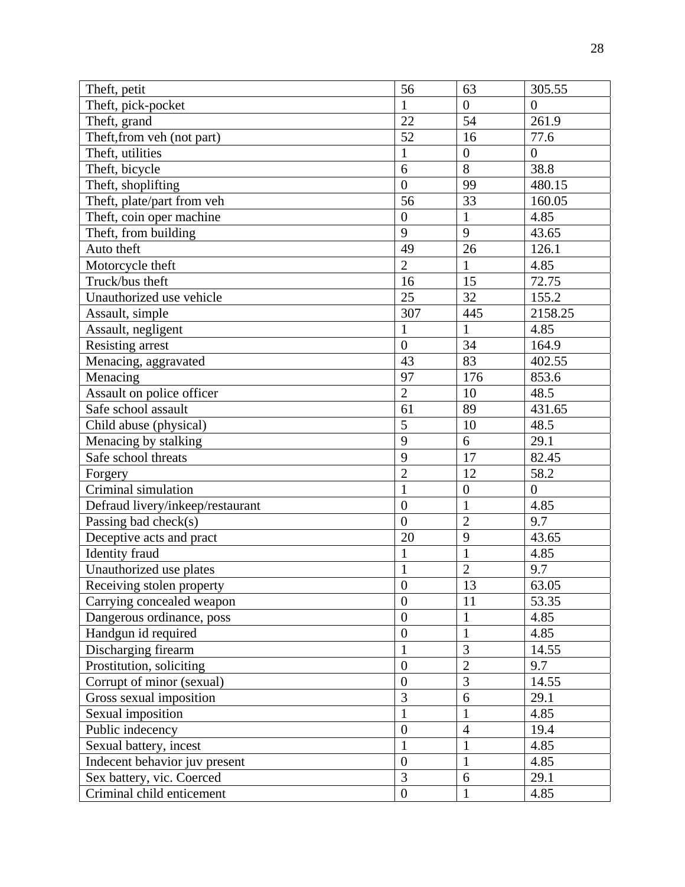| Theft, petit | 56 | 63 | 305.55 |
|---|---|---|---|
| Theft, pick-pocket | 1 | 0 | 0 |
| Theft, grand | 22 | 54 | 261.9 |
| Theft,from veh (not part) | 52 | 16 | 77.6 |
| Theft, utilities | 1 | 0 | 0 |
| Theft, bicycle | 6 | 8 | 38.8 |
| Theft, shoplifting | 0 | 99 | 480.15 |
| Theft, plate/part from veh | 56 | 33 | 160.05 |
| Theft, coin oper machine | 0 | 1 | 4.85 |
| Theft, from building | 9 | 9 | 43.65 |
| Auto theft | 49 | 26 | 126.1 |
| Motorcycle theft | 2 | 1 | 4.85 |
| Truck/bus theft | 16 | 15 | 72.75 |
| Unauthorized use vehicle | 25 | 32 | 155.2 |
| Assault, simple | 307 | 445 | 2158.25 |
| Assault, negligent | 1 | 1 | 4.85 |
| Resisting arrest | 0 | 34 | 164.9 |
| Menacing, aggravated | 43 | 83 | 402.55 |
| Menacing | 97 | 176 | 853.6 |
| Assault on police officer | 2 | 10 | 48.5 |
| Safe school assault | 61 | 89 | 431.65 |
| Child abuse (physical) | 5 | 10 | 48.5 |
| Menacing by stalking | 9 | 6 | 29.1 |
| Safe school threats | 9 | 17 | 82.45 |
| Forgery | 2 | 12 | 58.2 |
| Criminal simulation | 1 | 0 | 0 |
| Defraud livery/inkeep/restaurant | 0 | 1 | 4.85 |
| Passing bad check(s) | 0 | 2 | 9.7 |
| Deceptive acts and pract | 20 | 9 | 43.65 |
| Identity fraud | 1 | 1 | 4.85 |
| Unauthorized use plates | 1 | 2 | 9.7 |
| Receiving stolen property | 0 | 13 | 63.05 |
| Carrying concealed weapon | 0 | 11 | 53.35 |
| Dangerous ordinance, poss | 0 | 1 | 4.85 |
| Handgun id required | 0 | 1 | 4.85 |
| Discharging firearm | 1 | 3 | 14.55 |
| Prostitution, soliciting | 0 | 2 | 9.7 |
| Corrupt of minor (sexual) | 0 | 3 | 14.55 |
| Gross sexual imposition | 3 | 6 | 29.1 |
| Sexual imposition | 1 | 1 | 4.85 |
| Public indecency | 0 | 4 | 19.4 |
| Sexual battery, incest | 1 | 1 | 4.85 |
| Indecent behavior juv present | 0 | 1 | 4.85 |
| Sex battery, vic. Coerced | 3 | 6 | 29.1 |
| Criminal child enticement | 0 | 1 | 4.85 |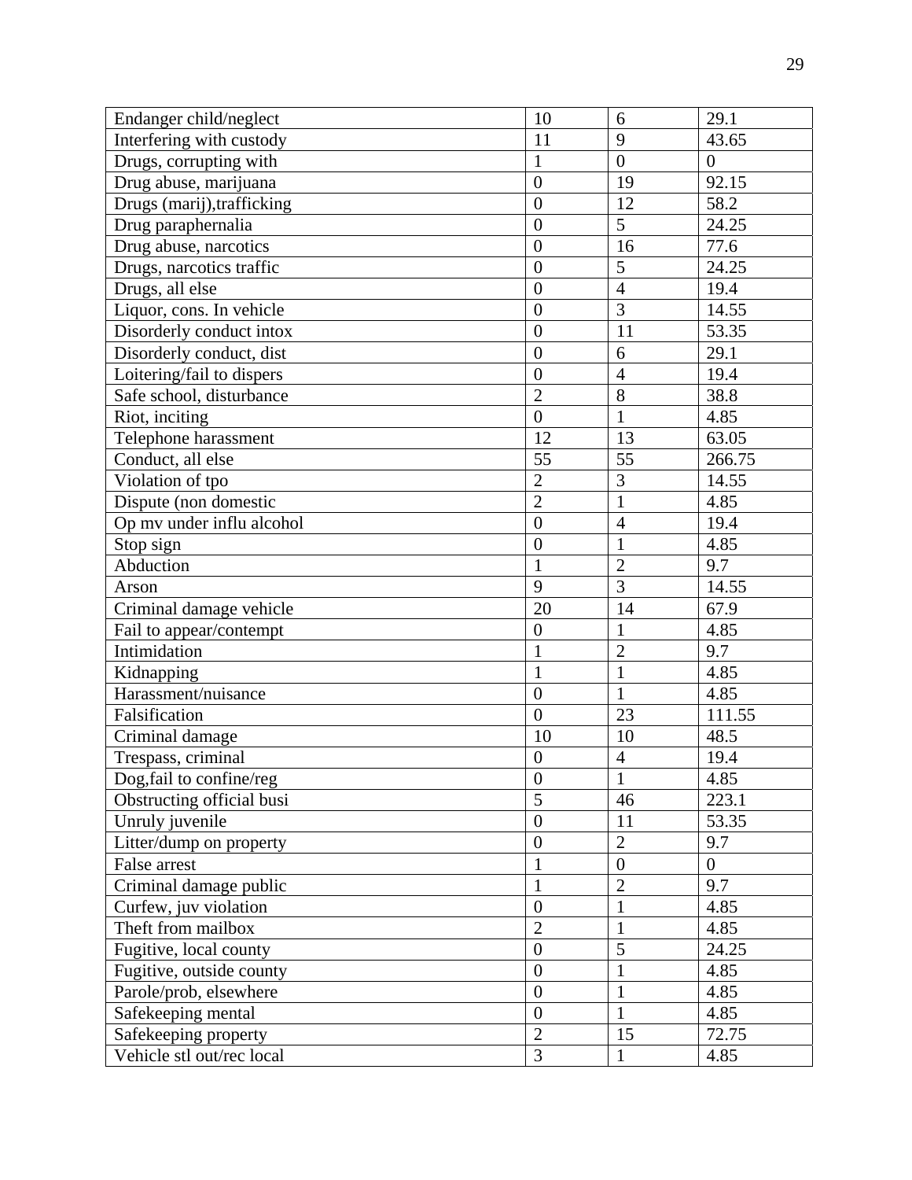| Endanger child/neglect | 10 | 6 | 29.1 |
|---|---|---|---|
| Interfering with custody | 11 | 9 | 43.65 |
| Drugs, corrupting with | 1 | 0 | 0 |
| Drug abuse, marijuana | 0 | 19 | 92.15 |
| Drugs (marij),trafficking | 0 | 12 | 58.2 |
| Drug paraphernalia | 0 | 5 | 24.25 |
| Drug abuse, narcotics | 0 | 16 | 77.6 |
| Drugs, narcotics traffic | 0 | 5 | 24.25 |
| Drugs, all else | 0 | 4 | 19.4 |
| Liquor, cons. In vehicle | 0 | 3 | 14.55 |
| Disorderly conduct intox | 0 | 11 | 53.35 |
| Disorderly conduct, dist | 0 | 6 | 29.1 |
| Loitering/fail to dispers | 0 | 4 | 19.4 |
| Safe school, disturbance | 2 | 8 | 38.8 |
| Riot, inciting | 0 | 1 | 4.85 |
| Telephone harassment | 12 | 13 | 63.05 |
| Conduct, all else | 55 | 55 | 266.75 |
| Violation of tpo | 2 | 3 | 14.55 |
| Dispute (non domestic | 2 | 1 | 4.85 |
| Op mv under influ alcohol | 0 | 4 | 19.4 |
| Stop sign | 0 | 1 | 4.85 |
| Abduction | 1 | 2 | 9.7 |
| Arson | 9 | 3 | 14.55 |
| Criminal damage vehicle | 20 | 14 | 67.9 |
| Fail to appear/contempt | 0 | 1 | 4.85 |
| Intimidation | 1 | 2 | 9.7 |
| Kidnapping | 1 | 1 | 4.85 |
| Harassment/nuisance | 0 | 1 | 4.85 |
| Falsification | 0 | 23 | 111.55 |
| Criminal damage | 10 | 10 | 48.5 |
| Trespass, criminal | 0 | 4 | 19.4 |
| Dog,fail to confine/reg | 0 | 1 | 4.85 |
| Obstructing official busi | 5 | 46 | 223.1 |
| Unruly juvenile | 0 | 11 | 53.35 |
| Litter/dump on property | 0 | 2 | 9.7 |
| False arrest | 1 | 0 | 0 |
| Criminal damage public | 1 | 2 | 9.7 |
| Curfew, juv violation | 0 | 1 | 4.85 |
| Theft from mailbox | 2 | 1 | 4.85 |
| Fugitive, local county | 0 | 5 | 24.25 |
| Fugitive, outside county | 0 | 1 | 4.85 |
| Parole/prob, elsewhere | 0 | 1 | 4.85 |
| Safekeeping mental | 0 | 1 | 4.85 |
| Safekeeping property | 2 | 15 | 72.75 |
| Vehicle stl out/rec local | 3 | 1 | 4.85 |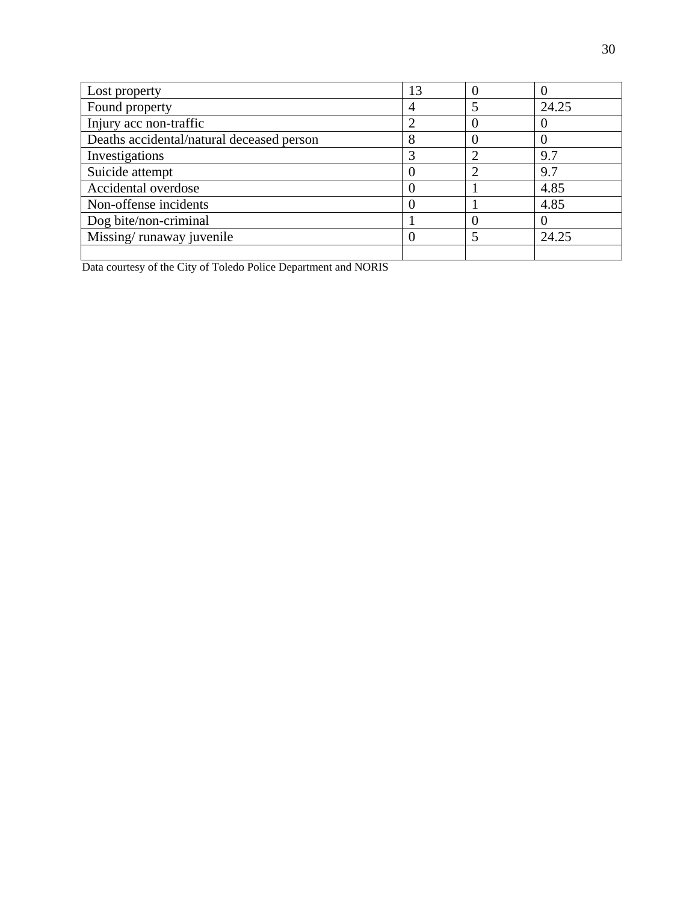| Lost property | 13 | 0 | 0 |
|---|---|---|---|
| Found property | 4 | 5 | 24.25 |
| Injury acc non-traffic | 2 | 0 | 0 |
| Deaths accidental/natural deceased person | 8 | 0 | 0 |
| Investigations | 3 | 2 | 9.7 |
| Suicide attempt | 0 | 2 | 9.7 |
| Accidental overdose | 0 | 1 | 4.85 |
| Non-offense incidents | 0 | 1 | 4.85 |
| Dog bite/non-criminal | 1 | 0 | 0 |
| Missing/ runaway juvenile | 0 | 5 | 24.25 |
| | | | |

Data courtesy of the City of Toledo Police Department and NORIS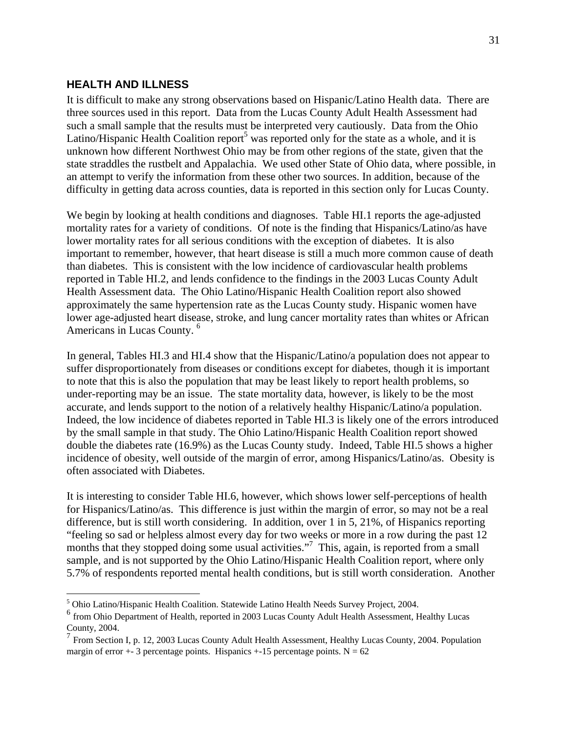## HEALTH AND ILLNESS

It is difficult to make any strong observations based on Hispanic/Latino Health data. There are three sources used in this report. Data from the Lucas County Adult Health Assessment had such a small sample that the results must be interpreted very cautiously. Data from the Ohio Latino/Hispanic Health Coalition report[5] was reported only for the state as a whole, and it is unknown how different Northwest Ohio may be from other regions of the state, given that the state straddles the rustbelt and Appalachia. We used other State of Ohio data, where possible, in an attempt to verify the information from these other two sources. In addition, because of the difficulty in getting data across counties, data is reported in this section only for Lucas County.

We begin by looking at health conditions and diagnoses. Table HI.1 reports the age-adjusted mortality rates for a variety of conditions. Of note is the finding that Hispanics/Latino/as have lower mortality rates for all serious conditions with the exception of diabetes. It is also important to remember, however, that heart disease is still a much more common cause of death than diabetes. This is consistent with the low incidence of cardiovascular health problems reported in Table HI.2, and lends confidence to the findings in the 2003 Lucas County Adult Health Assessment data. The Ohio Latino/Hispanic Health Coalition report also showed approximately the same hypertension rate as the Lucas County study. Hispanic women have lower age-adjusted heart disease, stroke, and lung cancer mortality rates than whites or African Americans in Lucas County. [6]

In general, Tables HI.3 and HI.4 show that the Hispanic/Latino/a population does not appear to suffer disproportionately from diseases or conditions except for diabetes, though it is important to note that this is also the population that may be least likely to report health problems, so under-reporting may be an issue. The state mortality data, however, is likely to be the most accurate, and lends support to the notion of a relatively healthy Hispanic/Latino/a population. Indeed, the low incidence of diabetes reported in Table HI.3 is likely one of the errors introduced by the small sample in that study. The Ohio Latino/Hispanic Health Coalition report showed double the diabetes rate (16.9%) as the Lucas County study. Indeed, Table HI.5 shows a higher incidence of obesity, well outside of the margin of error, among Hispanics/Latino/as. Obesity is often associated with Diabetes.

It is interesting to consider Table HI.6, however, which shows lower self-perceptions of health for Hispanics/Latino/as. This difference is just within the margin of error, so may not be a real difference, but is still worth considering. In addition, over 1 in 5, 21%, of Hispanics reporting "feeling so sad or helpless almost every day for two weeks or more in a row during the past 12 months that they stopped doing some usual activities."[7] This, again, is reported from a small sample, and is not supported by the Ohio Latino/Hispanic Health Coalition report, where only 5.7% of respondents reported mental health conditions, but is still worth consideration. Another

---

[5] Ohio Latino/Hispanic Health Coalition. Statewide Latino Health Needs Survey Project, 2004.

[6] from Ohio Department of Health, reported in 2003 Lucas County Adult Health Assessment, Healthy Lucas County, 2004.

[7] From Section I, p. 12, 2003 Lucas County Adult Health Assessment, Healthy Lucas County, 2004. Population margin of error +- 3 percentage points. Hispanics +-15 percentage points. N = 62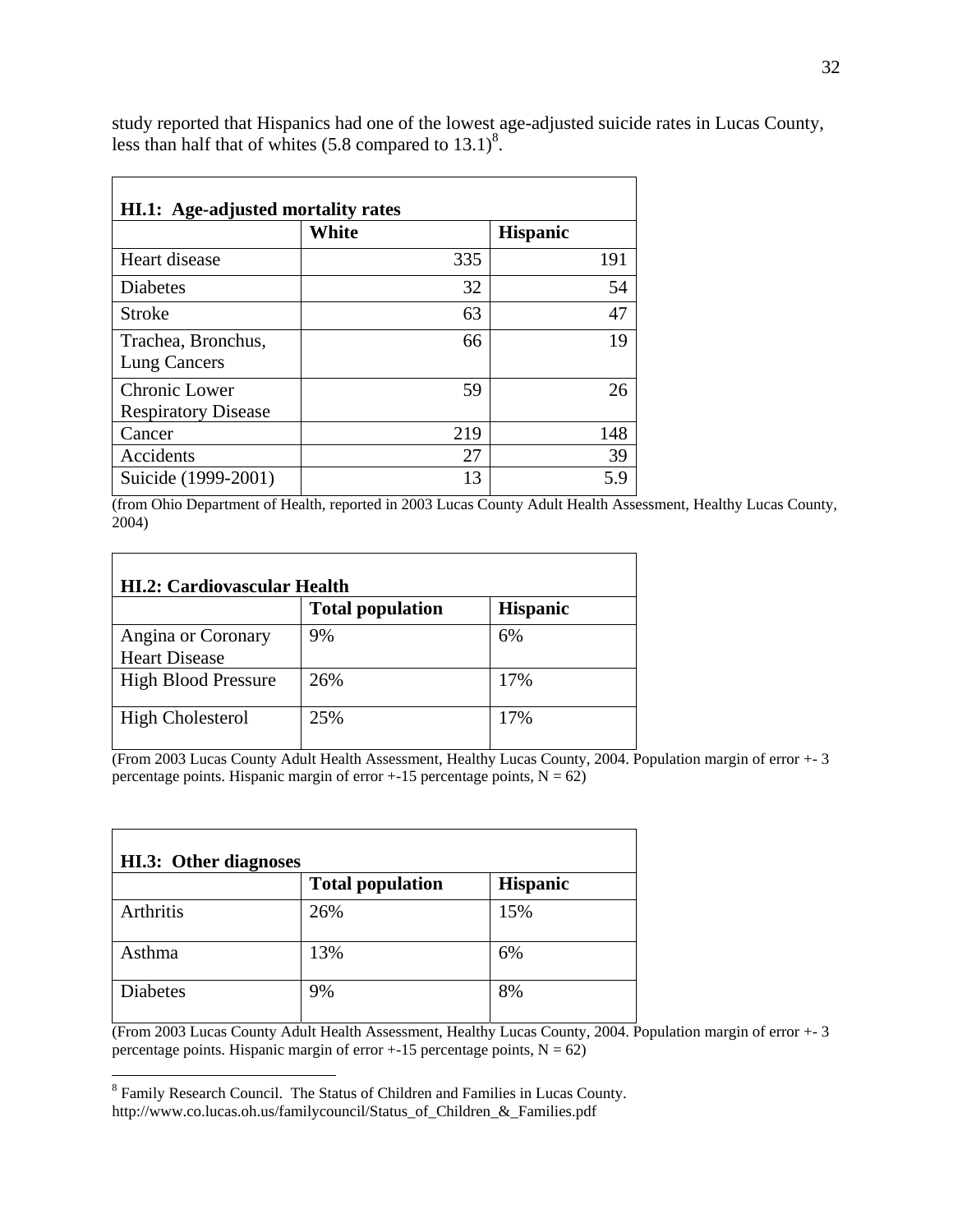study reported that Hispanics had one of the lowest age-adjusted suicide rates in Lucas County, less than half that of whites (5.8 compared to 13.1)[8].

| HI.1: Age-adjusted mortality rates | | |
|---|---|---|
| | **White** | **Hispanic** |
| Heart disease | 335 | 191 |
| Diabetes | 32 | 54 |
| Stroke | 63 | 47 |
| Trachea, Bronchus, Lung Cancers | 66 | 19 |
| Chronic Lower Respiratory Disease | 59 | 26 |
| Cancer | 219 | 148 |
| Accidents | 27 | 39 |
| Suicide (1999-2001) | 13 | 5.9 |

(from Ohio Department of Health, reported in 2003 Lucas County Adult Health Assessment, Healthy Lucas County, 2004)

| HI.2: Cardiovascular Health | | |
|---|---|---|
| | **Total population** | **Hispanic** |
| Angina or Coronary Heart Disease | 9% | 6% |
| High Blood Pressure | 26% | 17% |
| High Cholesterol | 25% | 17% |

(From 2003 Lucas County Adult Health Assessment, Healthy Lucas County, 2004. Population margin of error +- 3 percentage points. Hispanic margin of error +-15 percentage points, N = 62)

| HI.3: Other diagnoses | | |
|---|---|---|
| | **Total population** | **Hispanic** |
| Arthritis | 26% | 15% |
| Asthma | 13% | 6% |
| Diabetes | 9% | 8% |

(From 2003 Lucas County Adult Health Assessment, Healthy Lucas County, 2004. Population margin of error +- 3 percentage points. Hispanic margin of error +-15 percentage points, N = 62)

[8] Family Research Council. The Status of Children and Families in Lucas County. http://www.co.lucas.oh.us/familycouncil/Status_of_Children_&_Families.pdf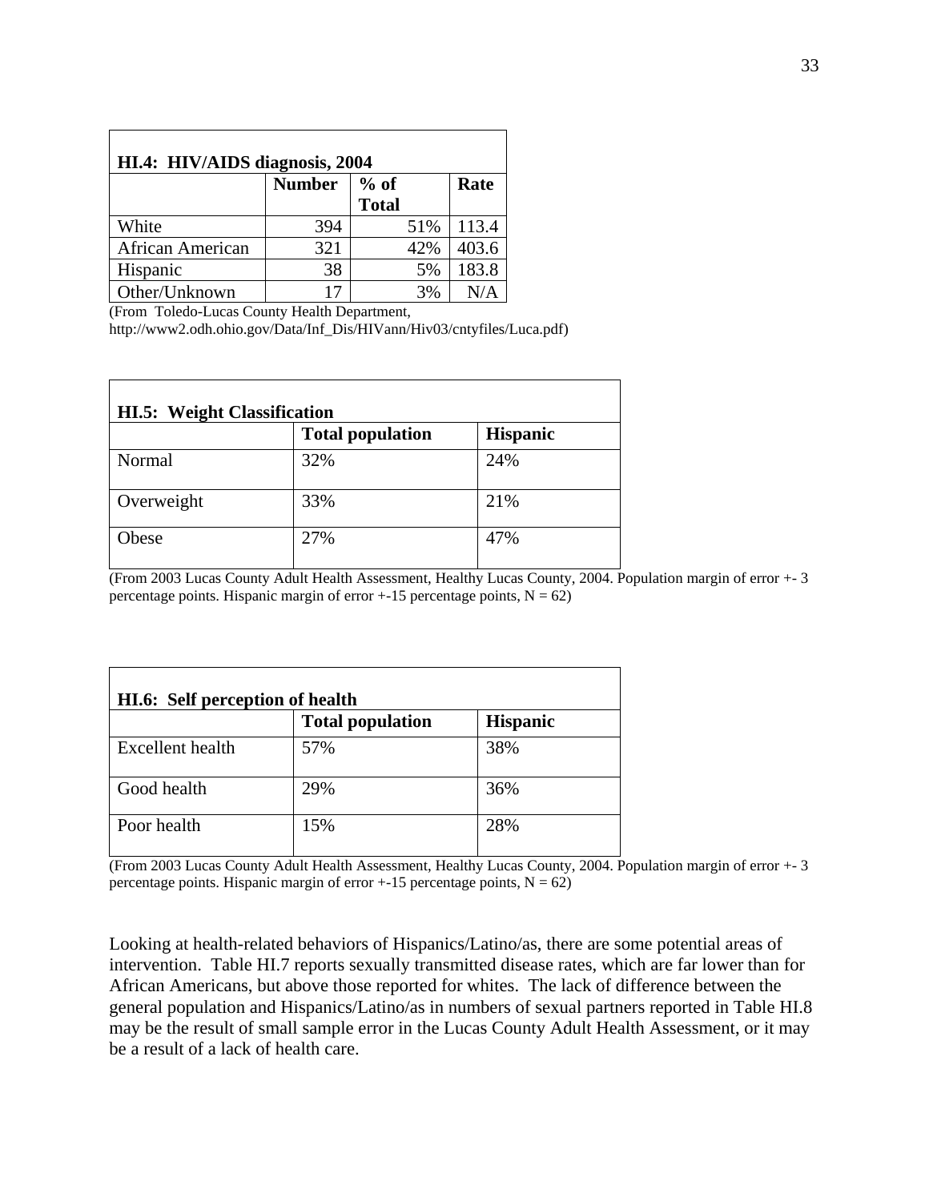| HI.4: HIV/AIDS diagnosis, 2004 | | | |
|---|---|---|---|
| | Number | % of Total | Rate |
| White | 394 | 51% | 113.4 |
| African American | 321 | 42% | 403.6 |
| Hispanic | 38 | 5% | 183.8 |
| Other/Unknown | 17 | 3% | N/A |

(From Toledo-Lucas County Health Department, http://www2.odh.ohio.gov/Data/Inf_Dis/HIVann/Hiv03/cntyfiles/Luca.pdf)

| HI.5: Weight Classification | | |
|---|---|---|
| | Total population | Hispanic |
| Normal | 32% | 24% |
| Overweight | 33% | 21% |
| Obese | 27% | 47% |

(From 2003 Lucas County Adult Health Assessment, Healthy Lucas County, 2004. Population margin of error +- 3 percentage points. Hispanic margin of error +-15 percentage points, N = 62)

| HI.6: Self perception of health | | |
|---|---|---|
| | Total population | Hispanic |
| Excellent health | 57% | 38% |
| Good health | 29% | 36% |
| Poor health | 15% | 28% |

(From 2003 Lucas County Adult Health Assessment, Healthy Lucas County, 2004. Population margin of error +- 3 percentage points. Hispanic margin of error +-15 percentage points, N = 62)

Looking at health-related behaviors of Hispanics/Latino/as, there are some potential areas of intervention. Table HI.7 reports sexually transmitted disease rates, which are far lower than for African Americans, but above those reported for whites. The lack of difference between the general population and Hispanics/Latino/as in numbers of sexual partners reported in Table HI.8 may be the result of small sample error in the Lucas County Adult Health Assessment, or it may be a result of a lack of health care.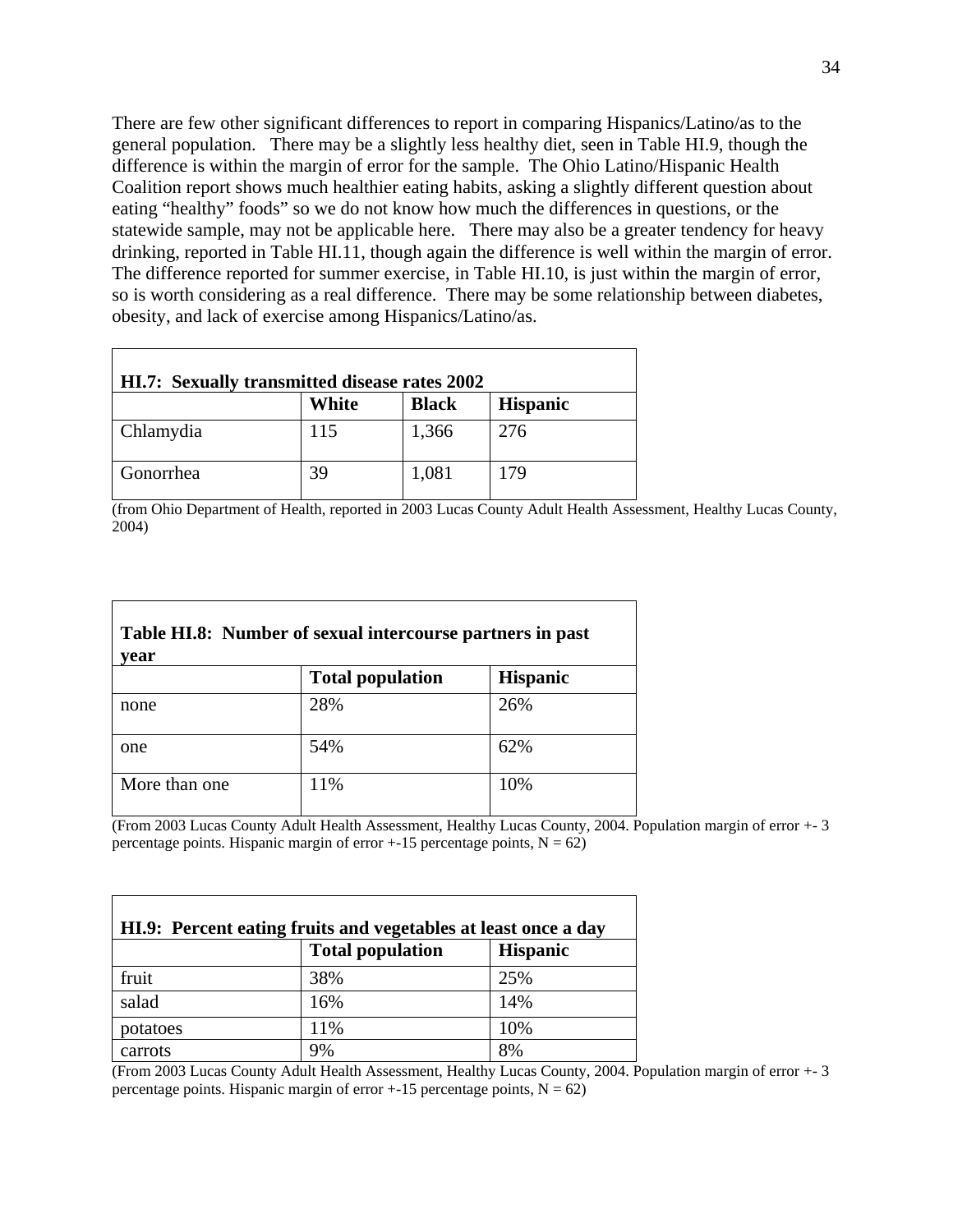There are few other significant differences to report in comparing Hispanics/Latino/as to the general population. There may be a slightly less healthy diet, seen in Table HI.9, though the difference is within the margin of error for the sample. The Ohio Latino/Hispanic Health Coalition report shows much healthier eating habits, asking a slightly different question about eating "healthy" foods" so we do not know how much the differences in questions, or the statewide sample, may not be applicable here. There may also be a greater tendency for heavy drinking, reported in Table HI.11, though again the difference is well within the margin of error. The difference reported for summer exercise, in Table HI.10, is just within the margin of error, so is worth considering as a real difference. There may be some relationship between diabetes, obesity, and lack of exercise among Hispanics/Latino/as.

**HI.7: Sexually transmitted disease rates 2002**

| | White | Black | Hispanic |
|---|---|---|---|
| Chlamydia | 115 | 1,366 | 276 |
| Gonorrhea | 39 | 1,081 | 179 |

(from Ohio Department of Health, reported in 2003 Lucas County Adult Health Assessment, Healthy Lucas County, 2004)

**Table HI.8: Number of sexual intercourse partners in past year**

| | Total population | Hispanic |
|---|---|---|
| none | 28% | 26% |
| one | 54% | 62% |
| More than one | 11% | 10% |

(From 2003 Lucas County Adult Health Assessment, Healthy Lucas County, 2004. Population margin of error +- 3 percentage points. Hispanic margin of error +-15 percentage points, N = 62)

**HI.9: Percent eating fruits and vegetables at least once a day**

| | Total population | Hispanic |
|---|---|---|
| fruit | 38% | 25% |
| salad | 16% | 14% |
| potatoes | 11% | 10% |
| carrots | 9% | 8% |

(From 2003 Lucas County Adult Health Assessment, Healthy Lucas County, 2004. Population margin of error +- 3 percentage points. Hispanic margin of error +-15 percentage points, N = 62)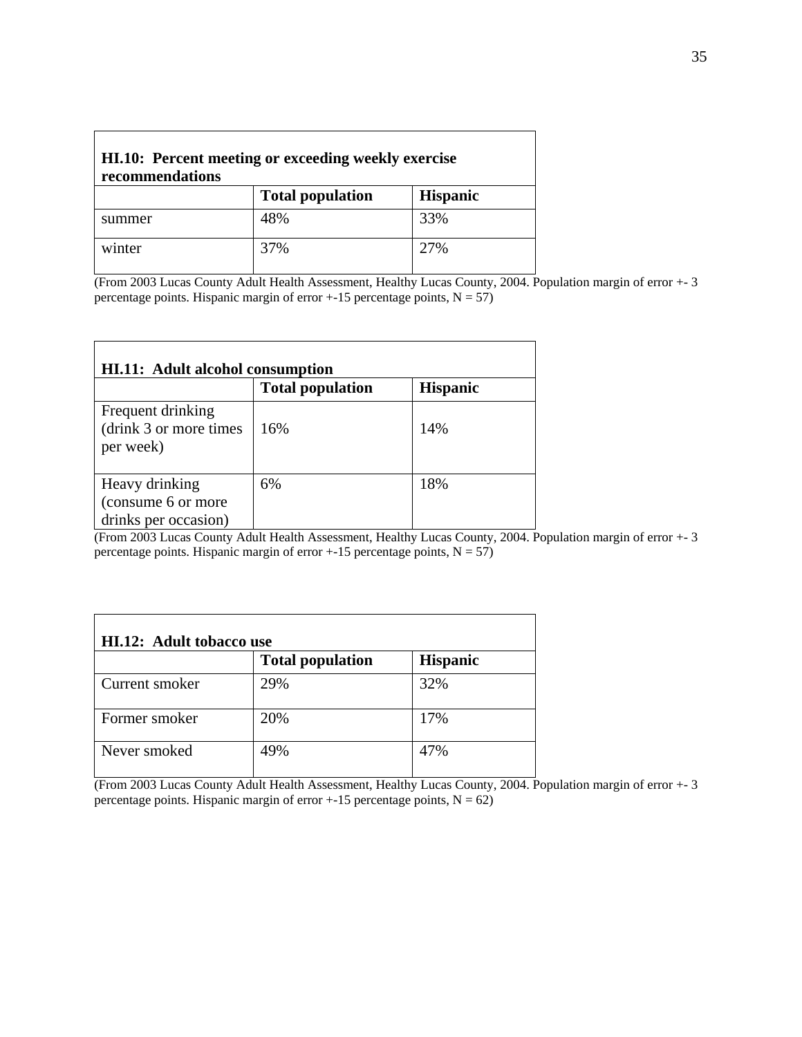| **HI.10: Percent meeting or exceeding weekly exercise recommendations** | | |
|---|---|---|
| | **Total population** | **Hispanic** |
| summer | 48% | 33% |
| winter | 37% | 27% |

(From 2003 Lucas County Adult Health Assessment, Healthy Lucas County, 2004. Population margin of error +- 3 percentage points. Hispanic margin of error +-15 percentage points, N = 57)

| **HI.11: Adult alcohol consumption** | | |
|---|---|---|
| | **Total population** | **Hispanic** |
| Frequent drinking (drink 3 or more times per week) | 16% | 14% |
| Heavy drinking (consume 6 or more drinks per occasion) | 6% | 18% |

(From 2003 Lucas County Adult Health Assessment, Healthy Lucas County, 2004. Population margin of error +- 3 percentage points. Hispanic margin of error +-15 percentage points, N = 57)

| **HI.12: Adult tobacco use** | | |
|---|---|---|
| | **Total population** | **Hispanic** |
| Current smoker | 29% | 32% |
| Former smoker | 20% | 17% |
| Never smoked | 49% | 47% |

(From 2003 Lucas County Adult Health Assessment, Healthy Lucas County, 2004. Population margin of error +- 3 percentage points. Hispanic margin of error +-15 percentage points, N = 62)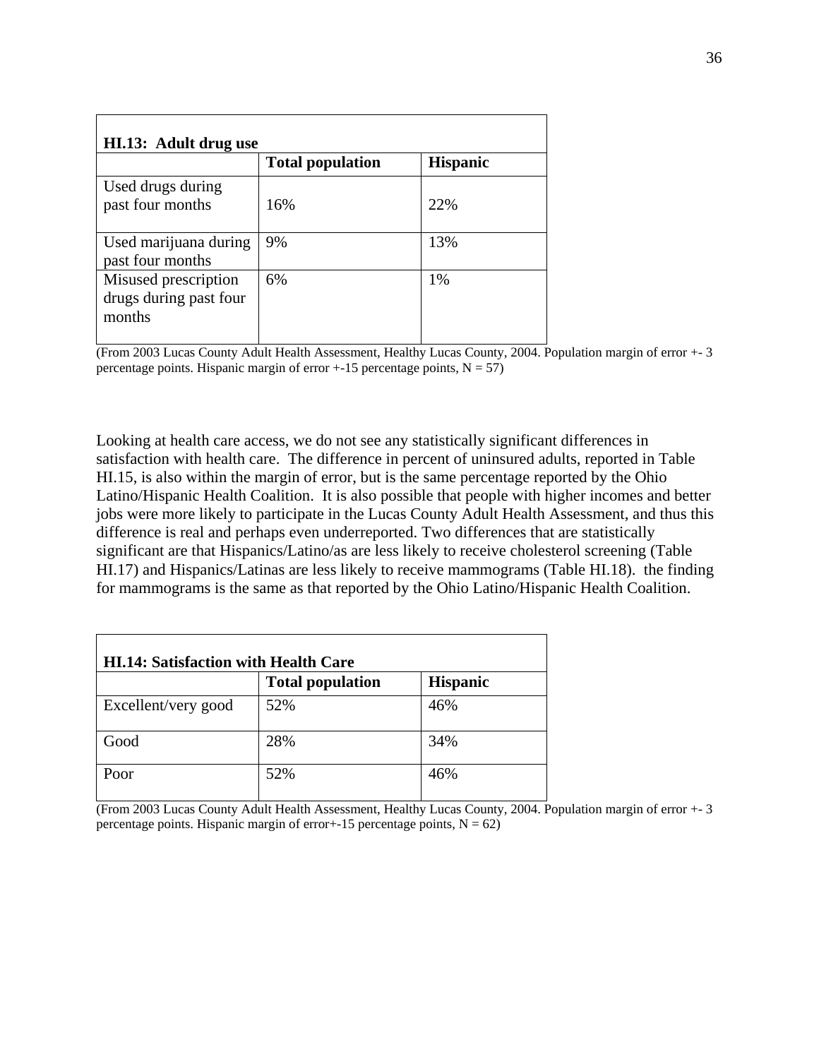| **HI.13: Adult drug use** | | |
|---|---|---|
| | **Total population** | **Hispanic** |
| Used drugs during past four months | 16% | 22% |
| Used marijuana during past four months | 9% | 13% |
| Misused prescription drugs during past four months | 6% | 1% |

(From 2003 Lucas County Adult Health Assessment, Healthy Lucas County, 2004. Population margin of error +- 3 percentage points. Hispanic margin of error +-15 percentage points, N = 57)

Looking at health care access, we do not see any statistically significant differences in satisfaction with health care. The difference in percent of uninsured adults, reported in Table HI.15, is also within the margin of error, but is the same percentage reported by the Ohio Latino/Hispanic Health Coalition. It is also possible that people with higher incomes and better jobs were more likely to participate in the Lucas County Adult Health Assessment, and thus this difference is real and perhaps even underreported. Two differences that are statistically significant are that Hispanics/Latino/as are less likely to receive cholesterol screening (Table HI.17) and Hispanics/Latinas are less likely to receive mammograms (Table HI.18). the finding for mammograms is the same as that reported by the Ohio Latino/Hispanic Health Coalition.

| **HI.14: Satisfaction with Health Care** | | |
|---|---|---|
| | **Total population** | **Hispanic** |
| Excellent/very good | 52% | 46% |
| Good | 28% | 34% |
| Poor | 52% | 46% |

(From 2003 Lucas County Adult Health Assessment, Healthy Lucas County, 2004. Population margin of error +- 3 percentage points. Hispanic margin of error+-15 percentage points, N = 62)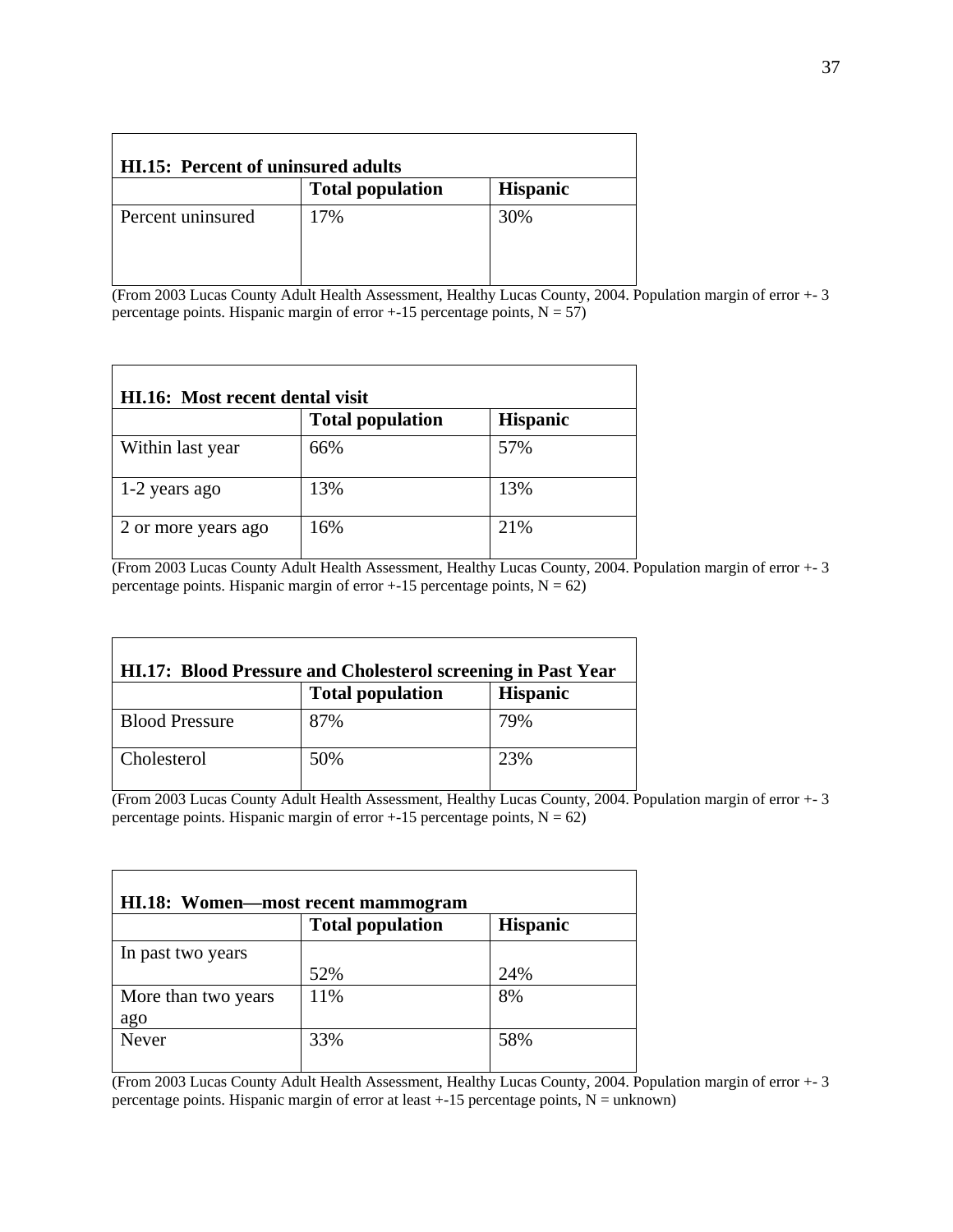| **HI.15: Percent of uninsured adults** | | |
|---|---|---|
| | **Total population** | **Hispanic** |
| Percent uninsured | 17% | 30% |

(From 2003 Lucas County Adult Health Assessment, Healthy Lucas County, 2004. Population margin of error +- 3 percentage points. Hispanic margin of error +-15 percentage points, N = 57)

| **HI.16: Most recent dental visit** | | |
|---|---|---|
| | **Total population** | **Hispanic** |
| Within last year | 66% | 57% |
| 1-2 years ago | 13% | 13% |
| 2 or more years ago | 16% | 21% |

(From 2003 Lucas County Adult Health Assessment, Healthy Lucas County, 2004. Population margin of error +- 3 percentage points. Hispanic margin of error +-15 percentage points, N = 62)

| **HI.17: Blood Pressure and Cholesterol screening in Past Year** | | |
|---|---|---|
| | **Total population** | **Hispanic** |
| Blood Pressure | 87% | 79% |
| Cholesterol | 50% | 23% |

(From 2003 Lucas County Adult Health Assessment, Healthy Lucas County, 2004. Population margin of error +- 3 percentage points. Hispanic margin of error +-15 percentage points, N = 62)

| **HI.18: Women—most recent mammogram** | | |
|---|---|---|
| | **Total population** | **Hispanic** |
| In past two years | 52% | 24% |
| More than two years ago | 11% | 8% |
| Never | 33% | 58% |

(From 2003 Lucas County Adult Health Assessment, Healthy Lucas County, 2004. Population margin of error +- 3 percentage points. Hispanic margin of error at least +-15 percentage points, N = unknown)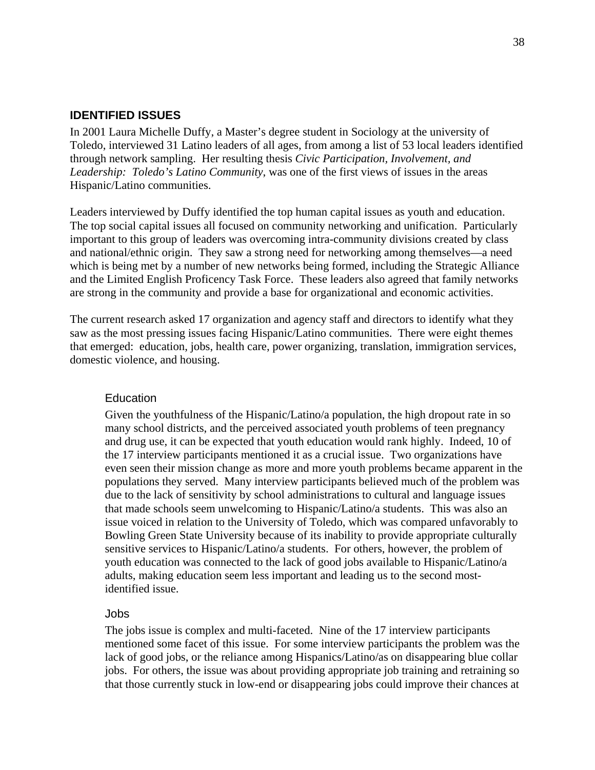## IDENTIFIED ISSUES

In 2001 Laura Michelle Duffy, a Master's degree student in Sociology at the university of Toledo, interviewed 31 Latino leaders of all ages, from among a list of 53 local leaders identified through network sampling. Her resulting thesis *Civic Participation, Involvement, and Leadership: Toledo's Latino Community*, was one of the first views of issues in the areas Hispanic/Latino communities.

Leaders interviewed by Duffy identified the top human capital issues as youth and education. The top social capital issues all focused on community networking and unification. Particularly important to this group of leaders was overcoming intra-community divisions created by class and national/ethnic origin. They saw a strong need for networking among themselves—a need which is being met by a number of new networks being formed, including the Strategic Alliance and the Limited English Proficency Task Force. These leaders also agreed that family networks are strong in the community and provide a base for organizational and economic activities.

The current research asked 17 organization and agency staff and directors to identify what they saw as the most pressing issues facing Hispanic/Latino communities. There were eight themes that emerged: education, jobs, health care, power organizing, translation, immigration services, domestic violence, and housing.

### Education

Given the youthfulness of the Hispanic/Latino/a population, the high dropout rate in so many school districts, and the perceived associated youth problems of teen pregnancy and drug use, it can be expected that youth education would rank highly. Indeed, 10 of the 17 interview participants mentioned it as a crucial issue. Two organizations have even seen their mission change as more and more youth problems became apparent in the populations they served. Many interview participants believed much of the problem was due to the lack of sensitivity by school administrations to cultural and language issues that made schools seem unwelcoming to Hispanic/Latino/a students. This was also an issue voiced in relation to the University of Toledo, which was compared unfavorably to Bowling Green State University because of its inability to provide appropriate culturally sensitive services to Hispanic/Latino/a students. For others, however, the problem of youth education was connected to the lack of good jobs available to Hispanic/Latino/a adults, making education seem less important and leading us to the second most-identified issue.

### Jobs

The jobs issue is complex and multi-faceted. Nine of the 17 interview participants mentioned some facet of this issue. For some interview participants the problem was the lack of good jobs, or the reliance among Hispanics/Latino/as on disappearing blue collar jobs. For others, the issue was about providing appropriate job training and retraining so that those currently stuck in low-end or disappearing jobs could improve their chances at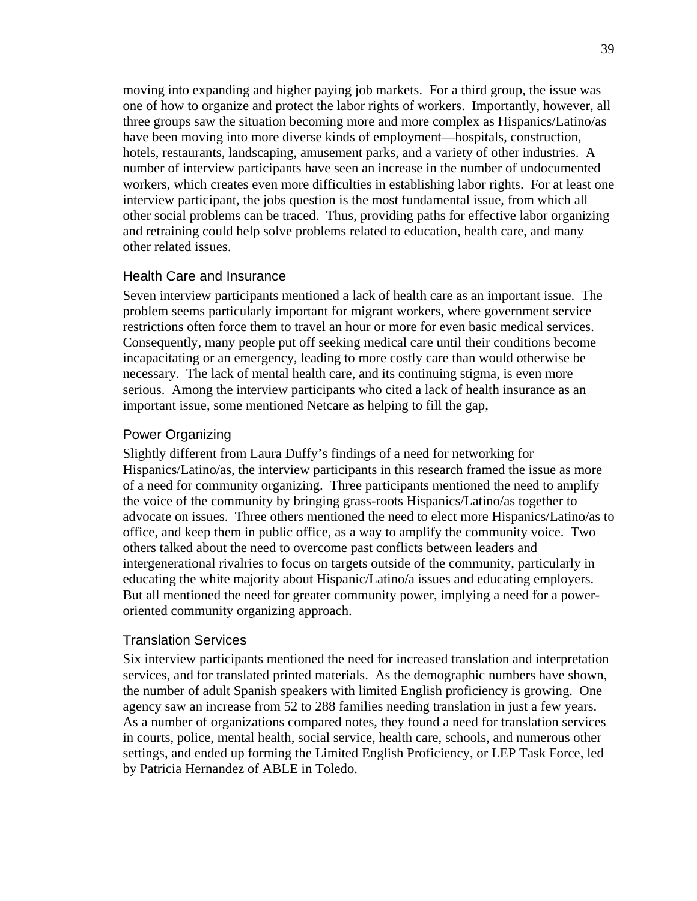moving into expanding and higher paying job markets. For a third group, the issue was one of how to organize and protect the labor rights of workers. Importantly, however, all three groups saw the situation becoming more and more complex as Hispanics/Latino/as have been moving into more diverse kinds of employment—hospitals, construction, hotels, restaurants, landscaping, amusement parks, and a variety of other industries. A number of interview participants have seen an increase in the number of undocumented workers, which creates even more difficulties in establishing labor rights. For at least one interview participant, the jobs question is the most fundamental issue, from which all other social problems can be traced. Thus, providing paths for effective labor organizing and retraining could help solve problems related to education, health care, and many other related issues.

### Health Care and Insurance

Seven interview participants mentioned a lack of health care as an important issue. The problem seems particularly important for migrant workers, where government service restrictions often force them to travel an hour or more for even basic medical services. Consequently, many people put off seeking medical care until their conditions become incapacitating or an emergency, leading to more costly care than would otherwise be necessary. The lack of mental health care, and its continuing stigma, is even more serious. Among the interview participants who cited a lack of health insurance as an important issue, some mentioned Netcare as helping to fill the gap,

### Power Organizing

Slightly different from Laura Duffy's findings of a need for networking for Hispanics/Latino/as, the interview participants in this research framed the issue as more of a need for community organizing. Three participants mentioned the need to amplify the voice of the community by bringing grass-roots Hispanics/Latino/as together to advocate on issues. Three others mentioned the need to elect more Hispanics/Latino/as to office, and keep them in public office, as a way to amplify the community voice. Two others talked about the need to overcome past conflicts between leaders and intergenerational rivalries to focus on targets outside of the community, particularly in educating the white majority about Hispanic/Latino/a issues and educating employers. But all mentioned the need for greater community power, implying a need for a power-oriented community organizing approach.

### Translation Services

Six interview participants mentioned the need for increased translation and interpretation services, and for translated printed materials. As the demographic numbers have shown, the number of adult Spanish speakers with limited English proficiency is growing. One agency saw an increase from 52 to 288 families needing translation in just a few years. As a number of organizations compared notes, they found a need for translation services in courts, police, mental health, social service, health care, schools, and numerous other settings, and ended up forming the Limited English Proficiency, or LEP Task Force, led by Patricia Hernandez of ABLE in Toledo.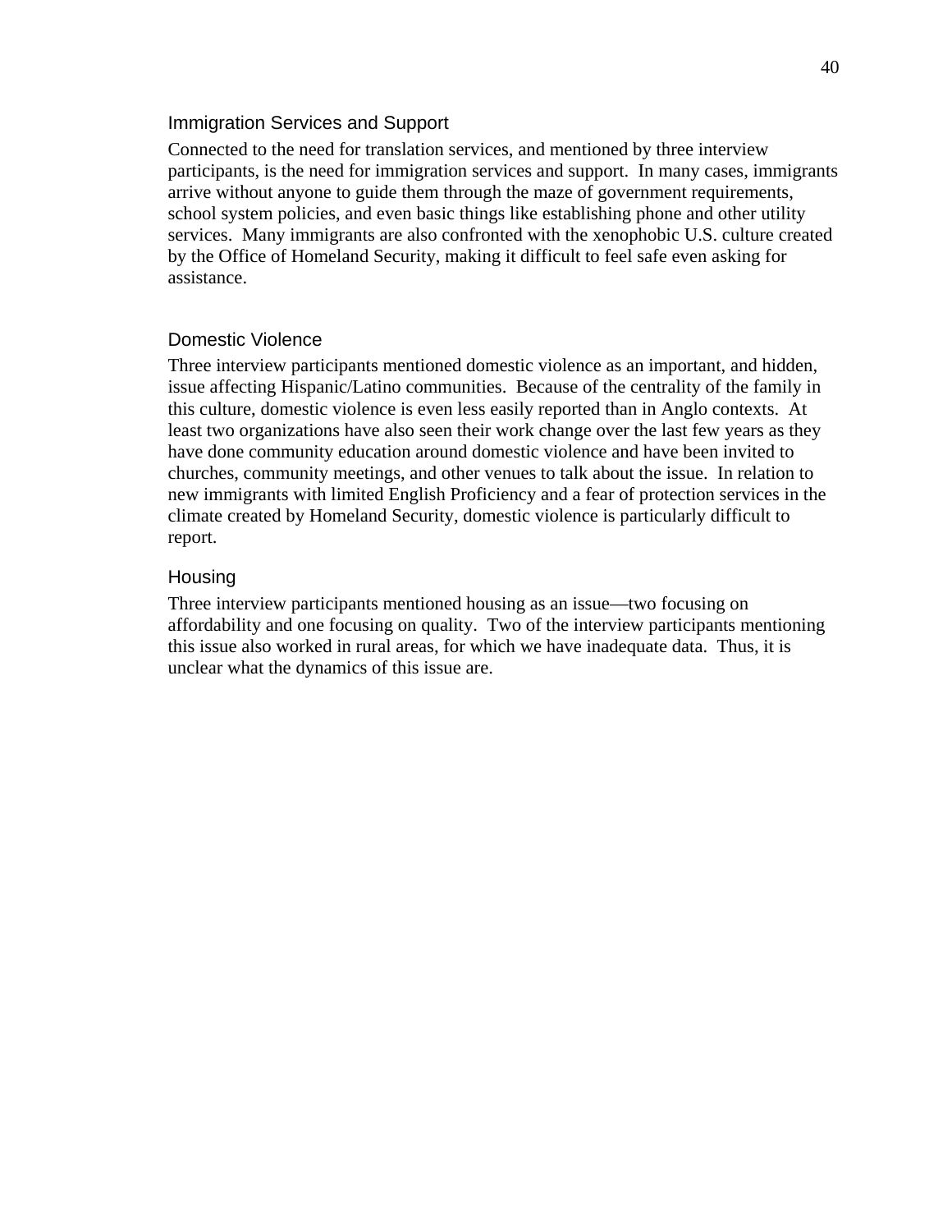### Immigration Services and Support

Connected to the need for translation services, and mentioned by three interview participants, is the need for immigration services and support. In many cases, immigrants arrive without anyone to guide them through the maze of government requirements, school system policies, and even basic things like establishing phone and other utility services. Many immigrants are also confronted with the xenophobic U.S. culture created by the Office of Homeland Security, making it difficult to feel safe even asking for assistance.

### Domestic Violence

Three interview participants mentioned domestic violence as an important, and hidden, issue affecting Hispanic/Latino communities. Because of the centrality of the family in this culture, domestic violence is even less easily reported than in Anglo contexts. At least two organizations have also seen their work change over the last few years as they have done community education around domestic violence and have been invited to churches, community meetings, and other venues to talk about the issue. In relation to new immigrants with limited English Proficiency and a fear of protection services in the climate created by Homeland Security, domestic violence is particularly difficult to report.

### Housing

Three interview participants mentioned housing as an issue—two focusing on affordability and one focusing on quality. Two of the interview participants mentioning this issue also worked in rural areas, for which we have inadequate data. Thus, it is unclear what the dynamics of this issue are.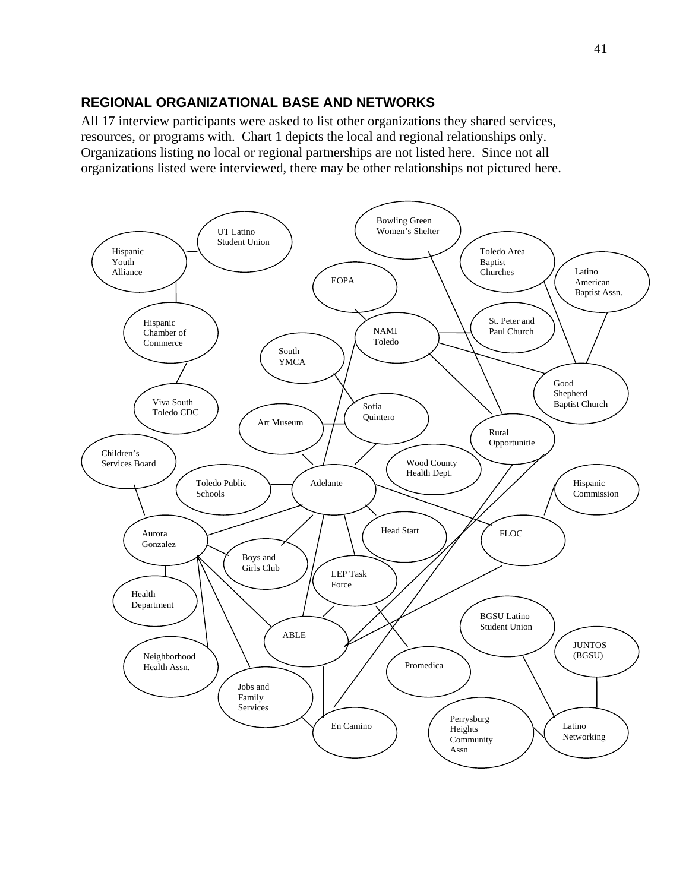## REGIONAL ORGANIZATIONAL BASE AND NETWORKS

All 17 interview participants were asked to list other organizations they shared services, resources, or programs with. Chart 1 depicts the local and regional relationships only. Organizations listing no local or regional partnerships are not listed here. Since not all organizations listed were interviewed, there may be other relationships not pictured here.

Hispanic Youth Alliance

UT Latino Student Union

Bowling Green Women's Shelter

Toledo Area Baptist Churches

Latino American Baptist Assn.

EOPA

Hispanic Chamber of Commerce

NAMI Toledo

St. Peter and Paul Church

South YMCA

Good Shepherd Baptist Church

Viva South Toledo CDC

Sofia Quintero

Art Museum

Rural Opportunitie

Children's Services Board

Wood County Health Dept.

Toledo Public Schools

Adelante

Hispanic Commission

Aurora Gonzalez

Head Start

FLOC

Boys and Girls Club

LEP Task Force

Health Department

BGSU Latino Student Union

ABLE

JUNTOS (BGSU)

Neighborhood Health Assn.

Promedica

Jobs and Family Services

En Camino

Perrysburg Heights Community Assn

Latino Networking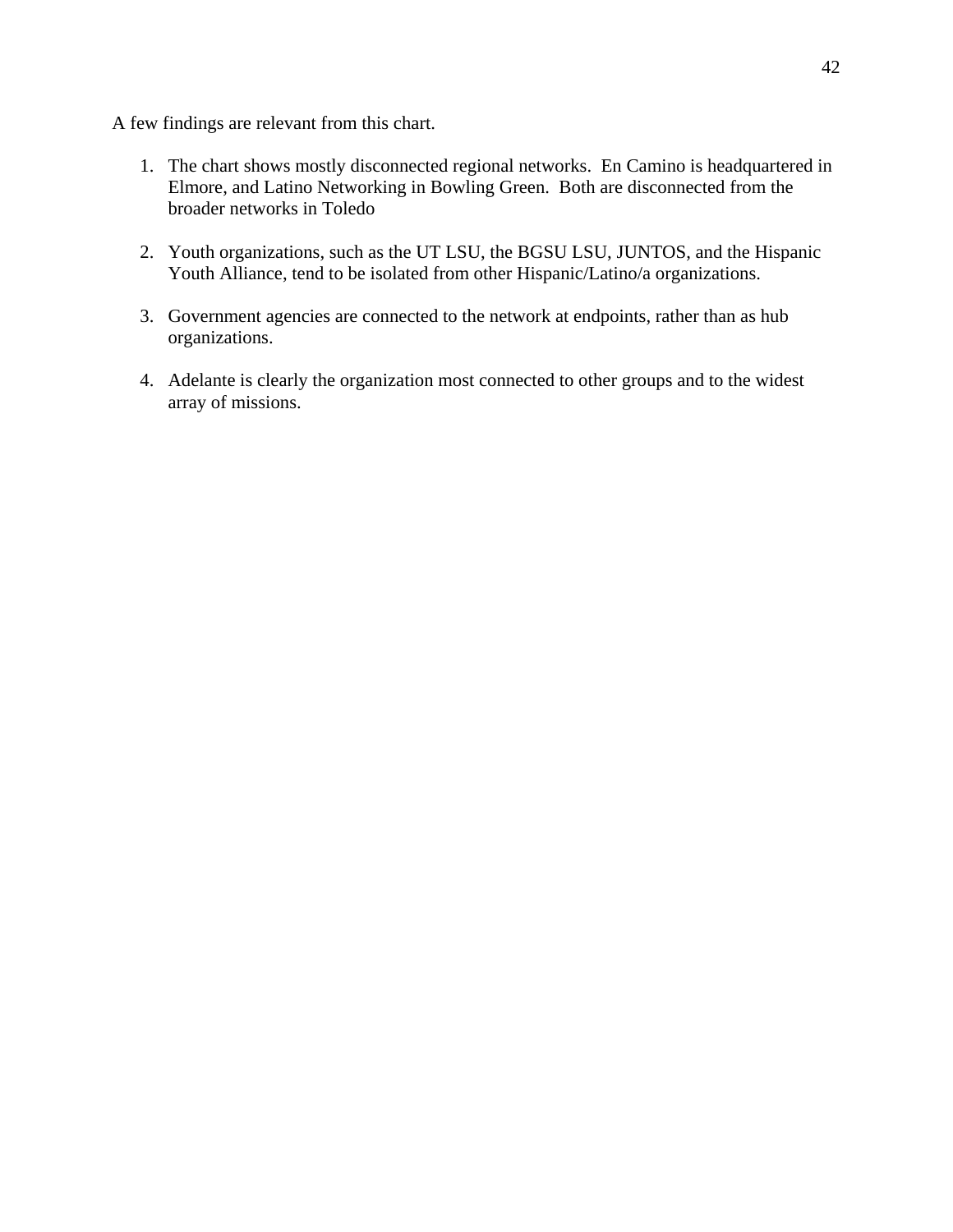A few findings are relevant from this chart.

1. The chart shows mostly disconnected regional networks. En Camino is headquartered in Elmore, and Latino Networking in Bowling Green. Both are disconnected from the broader networks in Toledo

2. Youth organizations, such as the UT LSU, the BGSU LSU, JUNTOS, and the Hispanic Youth Alliance, tend to be isolated from other Hispanic/Latino/a organizations.

3. Government agencies are connected to the network at endpoints, rather than as hub organizations.

4. Adelante is clearly the organization most connected to other groups and to the widest array of missions.